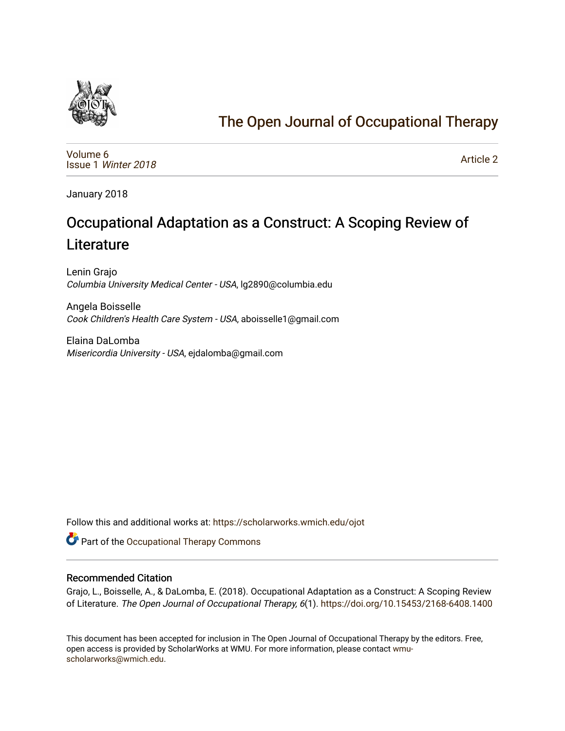# The Open Journal of Occupational Therapy

Volume 6
Issue 1 *Winter 2018*

Article 2

January 2018

# Occupational Adaptation as a Construct: A Scoping Review of Literature

Lenin Grajo
*Columbia University Medical Center - USA*, lg2890@columbia.edu

Angela Boisselle
*Cook Children's Health Care System - USA*, aboisselle1@gmail.com

Elaina DaLomba
*Misericordia University - USA*, ejdalomba@gmail.com

Follow this and additional works at: https://scholarworks.wmich.edu/ojot

Part of the Occupational Therapy Commons

## Recommended Citation

Grajo, L., Boisselle, A., & DaLomba, E. (2018). Occupational Adaptation as a Construct: A Scoping Review of Literature. *The Open Journal of Occupational Therapy, 6*(1). https://doi.org/10.15453/2168-6408.1400

This document has been accepted for inclusion in The Open Journal of Occupational Therapy by the editors. Free, open access is provided by ScholarWorks at WMU. For more information, please contact wmu-scholarworks@wmich.edu.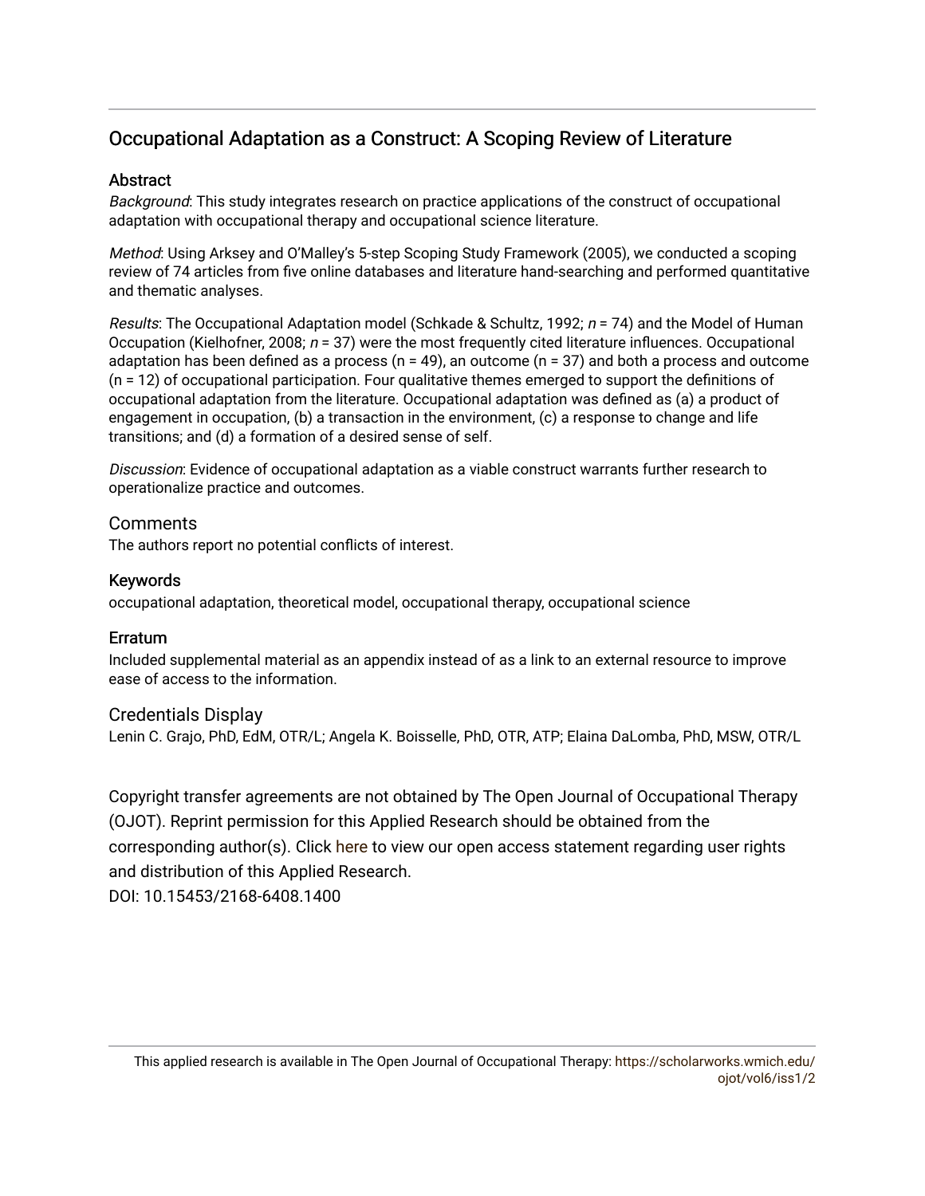# Occupational Adaptation as a Construct: A Scoping Review of Literature

## Abstract

*Background*: This study integrates research on practice applications of the construct of occupational adaptation with occupational therapy and occupational science literature.

*Method*: Using Arksey and O'Malley's 5-step Scoping Study Framework (2005), we conducted a scoping review of 74 articles from five online databases and literature hand-searching and performed quantitative and thematic analyses.

*Results*: The Occupational Adaptation model (Schkade & Schultz, 1992; *n* = 74) and the Model of Human Occupation (Kielhofner, 2008; *n* = 37) were the most frequently cited literature influences. Occupational adaptation has been defined as a process (n = 49), an outcome (n = 37) and both a process and outcome (n = 12) of occupational participation. Four qualitative themes emerged to support the definitions of occupational adaptation from the literature. Occupational adaptation was defined as (a) a product of engagement in occupation, (b) a transaction in the environment, (c) a response to change and life transitions; and (d) a formation of a desired sense of self.

*Discussion*: Evidence of occupational adaptation as a viable construct warrants further research to operationalize practice and outcomes.

## Comments

The authors report no potential conflicts of interest.

## Keywords

occupational adaptation, theoretical model, occupational therapy, occupational science

## Erratum

Included supplemental material as an appendix instead of as a link to an external resource to improve ease of access to the information.

## Credentials Display

Lenin C. Grajo, PhD, EdM, OTR/L; Angela K. Boisselle, PhD, OTR, ATP; Elaina DaLomba, PhD, MSW, OTR/L

Copyright transfer agreements are not obtained by The Open Journal of Occupational Therapy (OJOT). Reprint permission for this Applied Research should be obtained from the corresponding author(s). Click here to view our open access statement regarding user rights and distribution of this Applied Research.

DOI: 10.15453/2168-6408.1400

This applied research is available in The Open Journal of Occupational Therapy: https://scholarworks.wmich.edu/ojot/vol6/iss1/2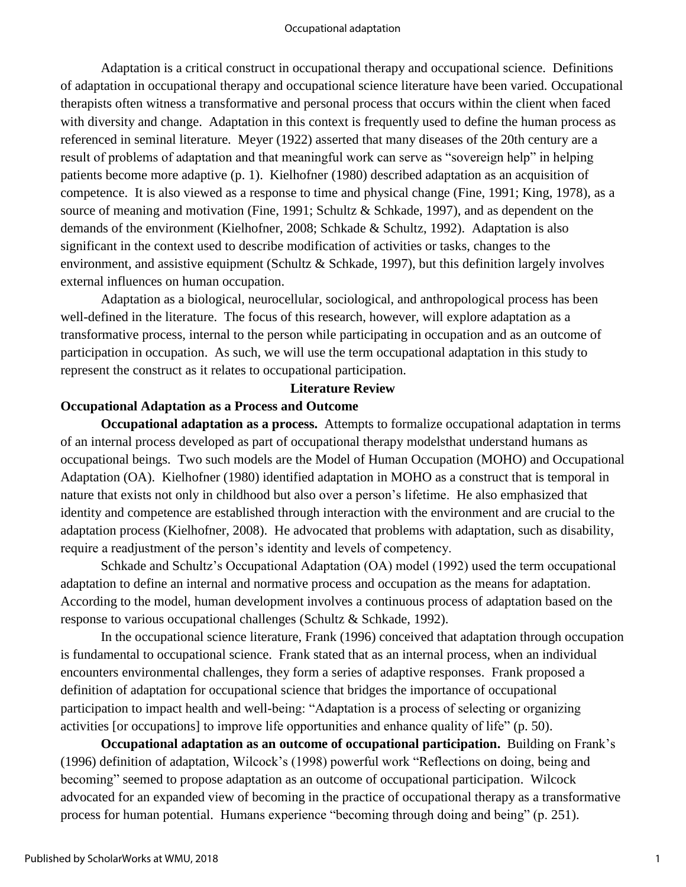Adaptation is a critical construct in occupational therapy and occupational science. Definitions of adaptation in occupational therapy and occupational science literature have been varied. Occupational therapists often witness a transformative and personal process that occurs within the client when faced with diversity and change. Adaptation in this context is frequently used to define the human process as referenced in seminal literature. Meyer (1922) asserted that many diseases of the 20th century are a result of problems of adaptation and that meaningful work can serve as "sovereign help" in helping patients become more adaptive (p. 1). Kielhofner (1980) described adaptation as an acquisition of competence. It is also viewed as a response to time and physical change (Fine, 1991; King, 1978), as a source of meaning and motivation (Fine, 1991; Schultz & Schkade, 1997), and as dependent on the demands of the environment (Kielhofner, 2008; Schkade & Schultz, 1992). Adaptation is also significant in the context used to describe modification of activities or tasks, changes to the environment, and assistive equipment (Schultz & Schkade, 1997), but this definition largely involves external influences on human occupation.

Adaptation as a biological, neurocellular, sociological, and anthropological process has been well-defined in the literature. The focus of this research, however, will explore adaptation as a transformative process, internal to the person while participating in occupation and as an outcome of participation in occupation. As such, we will use the term occupational adaptation in this study to represent the construct as it relates to occupational participation.

## Literature Review

### Occupational Adaptation as a Process and Outcome

**Occupational adaptation as a process.** Attempts to formalize occupational adaptation in terms of an internal process developed as part of occupational therapy modelsthat understand humans as occupational beings. Two such models are the Model of Human Occupation (MOHO) and Occupational Adaptation (OA). Kielhofner (1980) identified adaptation in MOHO as a construct that is temporal in nature that exists not only in childhood but also over a person's lifetime. He also emphasized that identity and competence are established through interaction with the environment and are crucial to the adaptation process (Kielhofner, 2008). He advocated that problems with adaptation, such as disability, require a readjustment of the person's identity and levels of competency.

Schkade and Schultz's Occupational Adaptation (OA) model (1992) used the term occupational adaptation to define an internal and normative process and occupation as the means for adaptation. According to the model, human development involves a continuous process of adaptation based on the response to various occupational challenges (Schultz & Schkade, 1992).

In the occupational science literature, Frank (1996) conceived that adaptation through occupation is fundamental to occupational science. Frank stated that as an internal process, when an individual encounters environmental challenges, they form a series of adaptive responses. Frank proposed a definition of adaptation for occupational science that bridges the importance of occupational participation to impact health and well-being: "Adaptation is a process of selecting or organizing activities [or occupations] to improve life opportunities and enhance quality of life" (p. 50).

**Occupational adaptation as an outcome of occupational participation.** Building on Frank's (1996) definition of adaptation, Wilcock's (1998) powerful work "Reflections on doing, being and becoming" seemed to propose adaptation as an outcome of occupational participation. Wilcock advocated for an expanded view of becoming in the practice of occupational therapy as a transformative process for human potential. Humans experience "becoming through doing and being" (p. 251).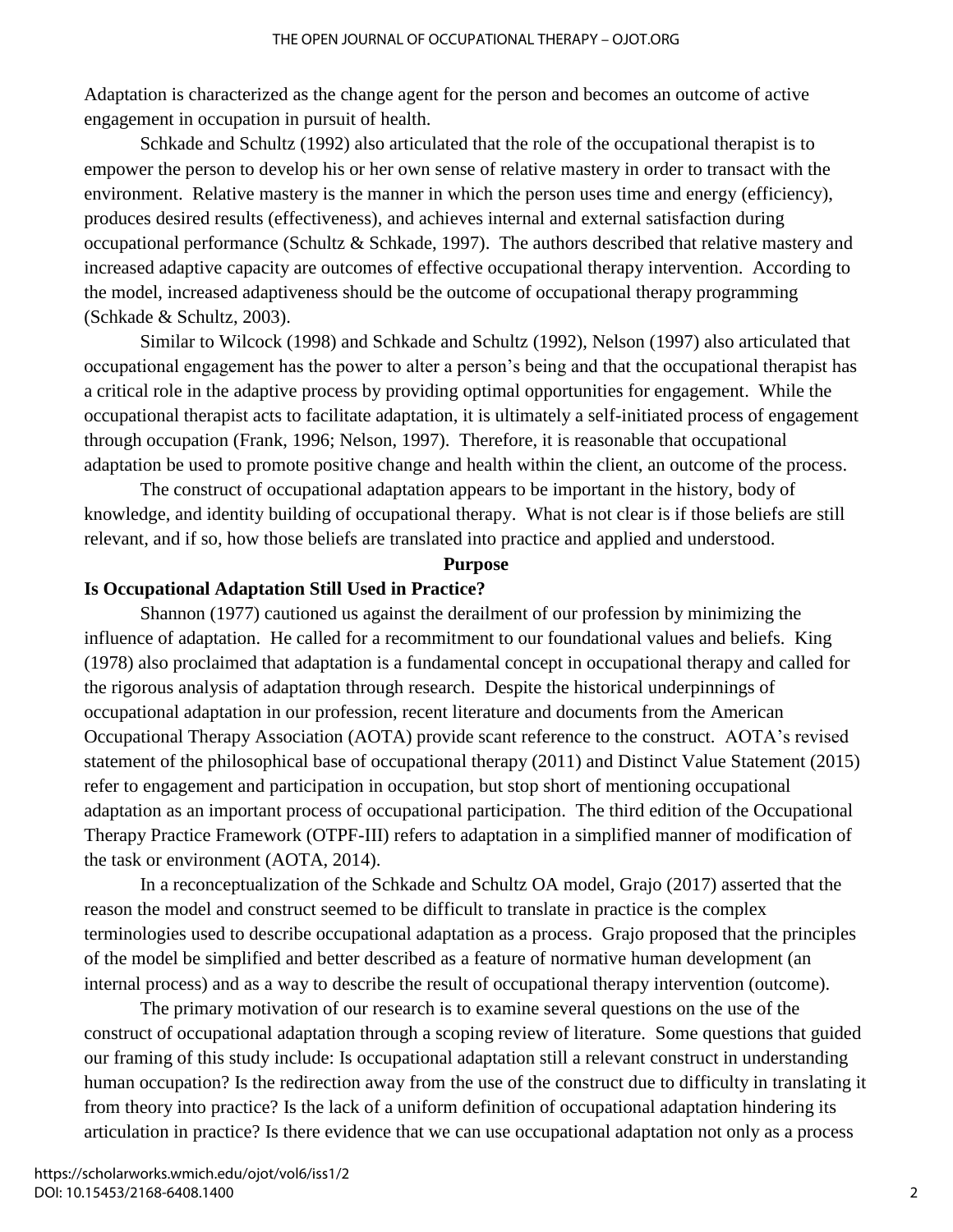Adaptation is characterized as the change agent for the person and becomes an outcome of active engagement in occupation in pursuit of health.

Schkade and Schultz (1992) also articulated that the role of the occupational therapist is to empower the person to develop his or her own sense of relative mastery in order to transact with the environment. Relative mastery is the manner in which the person uses time and energy (efficiency), produces desired results (effectiveness), and achieves internal and external satisfaction during occupational performance (Schultz & Schkade, 1997). The authors described that relative mastery and increased adaptive capacity are outcomes of effective occupational therapy intervention. According to the model, increased adaptiveness should be the outcome of occupational therapy programming (Schkade & Schultz, 2003).

Similar to Wilcock (1998) and Schkade and Schultz (1992), Nelson (1997) also articulated that occupational engagement has the power to alter a person's being and that the occupational therapist has a critical role in the adaptive process by providing optimal opportunities for engagement. While the occupational therapist acts to facilitate adaptation, it is ultimately a self-initiated process of engagement through occupation (Frank, 1996; Nelson, 1997). Therefore, it is reasonable that occupational adaptation be used to promote positive change and health within the client, an outcome of the process.

The construct of occupational adaptation appears to be important in the history, body of knowledge, and identity building of occupational therapy. What is not clear is if those beliefs are still relevant, and if so, how those beliefs are translated into practice and applied and understood.

## Purpose

### Is Occupational Adaptation Still Used in Practice?

Shannon (1977) cautioned us against the derailment of our profession by minimizing the influence of adaptation. He called for a recommitment to our foundational values and beliefs. King (1978) also proclaimed that adaptation is a fundamental concept in occupational therapy and called for the rigorous analysis of adaptation through research. Despite the historical underpinnings of occupational adaptation in our profession, recent literature and documents from the American Occupational Therapy Association (AOTA) provide scant reference to the construct. AOTA's revised statement of the philosophical base of occupational therapy (2011) and Distinct Value Statement (2015) refer to engagement and participation in occupation, but stop short of mentioning occupational adaptation as an important process of occupational participation. The third edition of the Occupational Therapy Practice Framework (OTPF-III) refers to adaptation in a simplified manner of modification of the task or environment (AOTA, 2014).

In a reconceptualization of the Schkade and Schultz OA model, Grajo (2017) asserted that the reason the model and construct seemed to be difficult to translate in practice is the complex terminologies used to describe occupational adaptation as a process. Grajo proposed that the principles of the model be simplified and better described as a feature of normative human development (an internal process) and as a way to describe the result of occupational therapy intervention (outcome).

The primary motivation of our research is to examine several questions on the use of the construct of occupational adaptation through a scoping review of literature. Some questions that guided our framing of this study include: Is occupational adaptation still a relevant construct in understanding human occupation? Is the redirection away from the use of the construct due to difficulty in translating it from theory into practice? Is the lack of a uniform definition of occupational adaptation hindering its articulation in practice? Is there evidence that we can use occupational adaptation not only as a process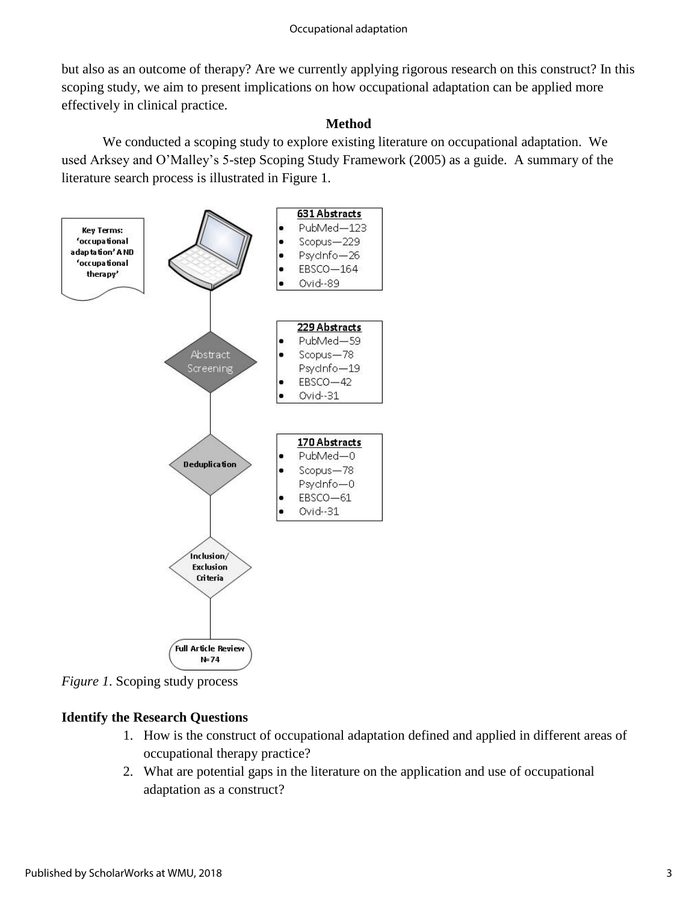but also as an outcome of therapy? Are we currently applying rigorous research on this construct? In this scoping study, we aim to present implications on how occupational adaptation can be applied more effectively in clinical practice.

## Method

We conducted a scoping study to explore existing literature on occupational adaptation. We used Arksey and O'Malley's 5-step Scoping Study Framework (2005) as a guide. A summary of the literature search process is illustrated in Figure 1.

Key Terms: 'occupational adaptation' AND 'occupational therapy'

**631 Abstracts**
- PubMed—123
- Scopus—229
- PsycInfo—26
- EBSCO—164
- Ovid--89

Abstract Screening

**229 Abstracts**
- PubMed—59
- Scopus—78
- PsycInfo—19
- EBSCO—42
- Ovid--31

Deduplication

**170 Abstracts**
- PubMed—0
- Scopus—78
- PsycInfo—0
- EBSCO—61
- Ovid--31

Inclusion/ Exclusion Criteria

Full Article Review N=74

*Figure 1*. Scoping study process

### Identify the Research Questions

1. How is the construct of occupational adaptation defined and applied in different areas of occupational therapy practice?
2. What are potential gaps in the literature on the application and use of occupational adaptation as a construct?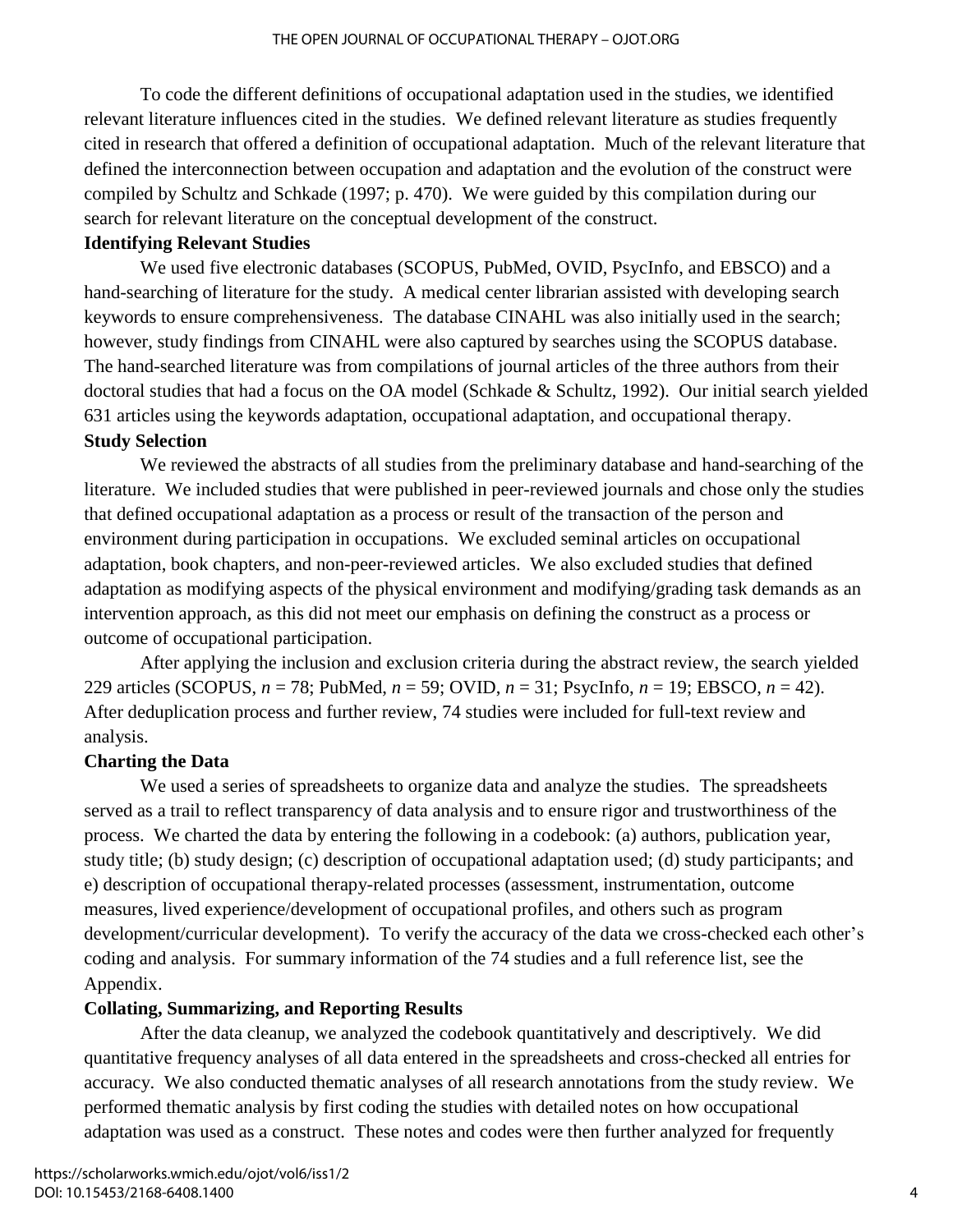To code the different definitions of occupational adaptation used in the studies, we identified relevant literature influences cited in the studies. We defined relevant literature as studies frequently cited in research that offered a definition of occupational adaptation. Much of the relevant literature that defined the interconnection between occupation and adaptation and the evolution of the construct were compiled by Schultz and Schkade (1997; p. 470). We were guided by this compilation during our search for relevant literature on the conceptual development of the construct.

**Identifying Relevant Studies**

We used five electronic databases (SCOPUS, PubMed, OVID, PsycInfo, and EBSCO) and a hand-searching of literature for the study. A medical center librarian assisted with developing search keywords to ensure comprehensiveness. The database CINAHL was also initially used in the search; however, study findings from CINAHL were also captured by searches using the SCOPUS database. The hand-searched literature was from compilations of journal articles of the three authors from their doctoral studies that had a focus on the OA model (Schkade & Schultz, 1992). Our initial search yielded 631 articles using the keywords adaptation, occupational adaptation, and occupational therapy.

**Study Selection**

We reviewed the abstracts of all studies from the preliminary database and hand-searching of the literature. We included studies that were published in peer-reviewed journals and chose only the studies that defined occupational adaptation as a process or result of the transaction of the person and environment during participation in occupations. We excluded seminal articles on occupational adaptation, book chapters, and non-peer-reviewed articles. We also excluded studies that defined adaptation as modifying aspects of the physical environment and modifying/grading task demands as an intervention approach, as this did not meet our emphasis on defining the construct as a process or outcome of occupational participation.

After applying the inclusion and exclusion criteria during the abstract review, the search yielded 229 articles (SCOPUS, *n* = 78; PubMed, *n* = 59; OVID, *n* = 31; PsycInfo, *n* = 19; EBSCO, *n* = 42). After deduplication process and further review, 74 studies were included for full-text review and analysis.

**Charting the Data**

We used a series of spreadsheets to organize data and analyze the studies. The spreadsheets served as a trail to reflect transparency of data analysis and to ensure rigor and trustworthiness of the process. We charted the data by entering the following in a codebook: (a) authors, publication year, study title; (b) study design; (c) description of occupational adaptation used; (d) study participants; and e) description of occupational therapy-related processes (assessment, instrumentation, outcome measures, lived experience/development of occupational profiles, and others such as program development/curricular development). To verify the accuracy of the data we cross-checked each other's coding and analysis. For summary information of the 74 studies and a full reference list, see the Appendix.

**Collating, Summarizing, and Reporting Results**

After the data cleanup, we analyzed the codebook quantitatively and descriptively. We did quantitative frequency analyses of all data entered in the spreadsheets and cross-checked all entries for accuracy. We also conducted thematic analyses of all research annotations from the study review. We performed thematic analysis by first coding the studies with detailed notes on how occupational adaptation was used as a construct. These notes and codes were then further analyzed for frequently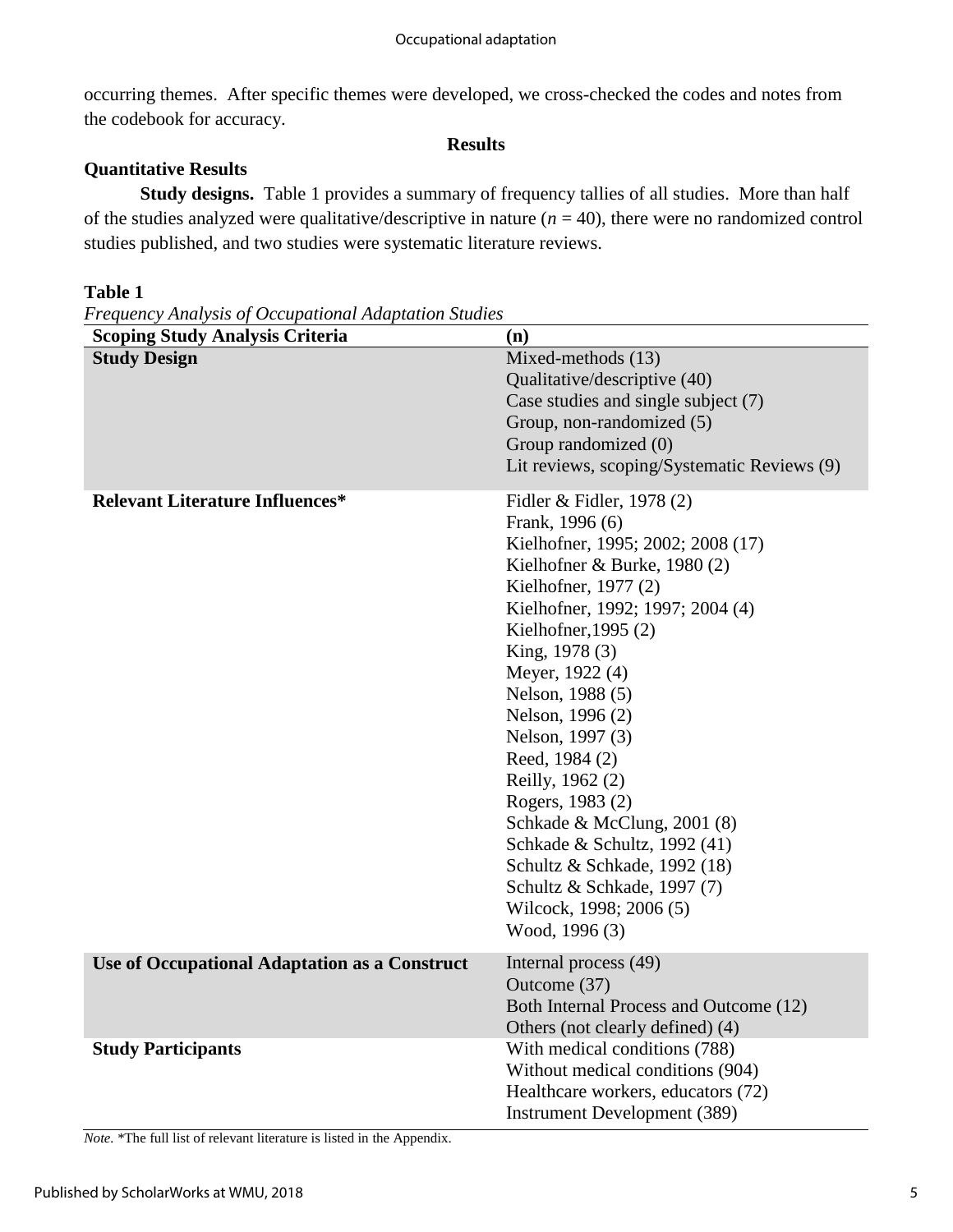occurring themes. After specific themes were developed, we cross-checked the codes and notes from the codebook for accuracy.

## Results

### Quantitative Results

**Study designs.** Table 1 provides a summary of frequency tallies of all studies. More than half of the studies analyzed were qualitative/descriptive in nature (*n* = 40), there were no randomized control studies published, and two studies were systematic literature reviews.

**Table 1**

*Frequency Analysis of Occupational Adaptation Studies*

| Scoping Study Analysis Criteria | (n) |
|---|---|
| **Study Design** | Mixed-methods (13)<br>Qualitative/descriptive (40)<br>Case studies and single subject (7)<br>Group, non-randomized (5)<br>Group randomized (0)<br>Lit reviews, scoping/Systematic Reviews (9) |
| **Relevant Literature Influences*** | Fidler & Fidler, 1978 (2)<br>Frank, 1996 (6)<br>Kielhofner, 1995; 2002; 2008 (17)<br>Kielhofner & Burke, 1980 (2)<br>Kielhofner, 1977 (2)<br>Kielhofner, 1992; 1997; 2004 (4)<br>Kielhofner,1995 (2)<br>King, 1978 (3)<br>Meyer, 1922 (4)<br>Nelson, 1988 (5)<br>Nelson, 1996 (2)<br>Nelson, 1997 (3)<br>Reed, 1984 (2)<br>Reilly, 1962 (2)<br>Rogers, 1983 (2)<br>Schkade & McClung, 2001 (8)<br>Schkade & Schultz, 1992 (41)<br>Schultz & Schkade, 1992 (18)<br>Schultz & Schkade, 1997 (7)<br>Wilcock, 1998; 2006 (5)<br>Wood, 1996 (3) |
| **Use of Occupational Adaptation as a Construct** | Internal process (49)<br>Outcome (37)<br>Both Internal Process and Outcome (12)<br>Others (not clearly defined) (4) |
| **Study Participants** | With medical conditions (788)<br>Without medical conditions (904)<br>Healthcare workers, educators (72)<br>Instrument Development (389) |

*Note.* *The full list of relevant literature is listed in the Appendix.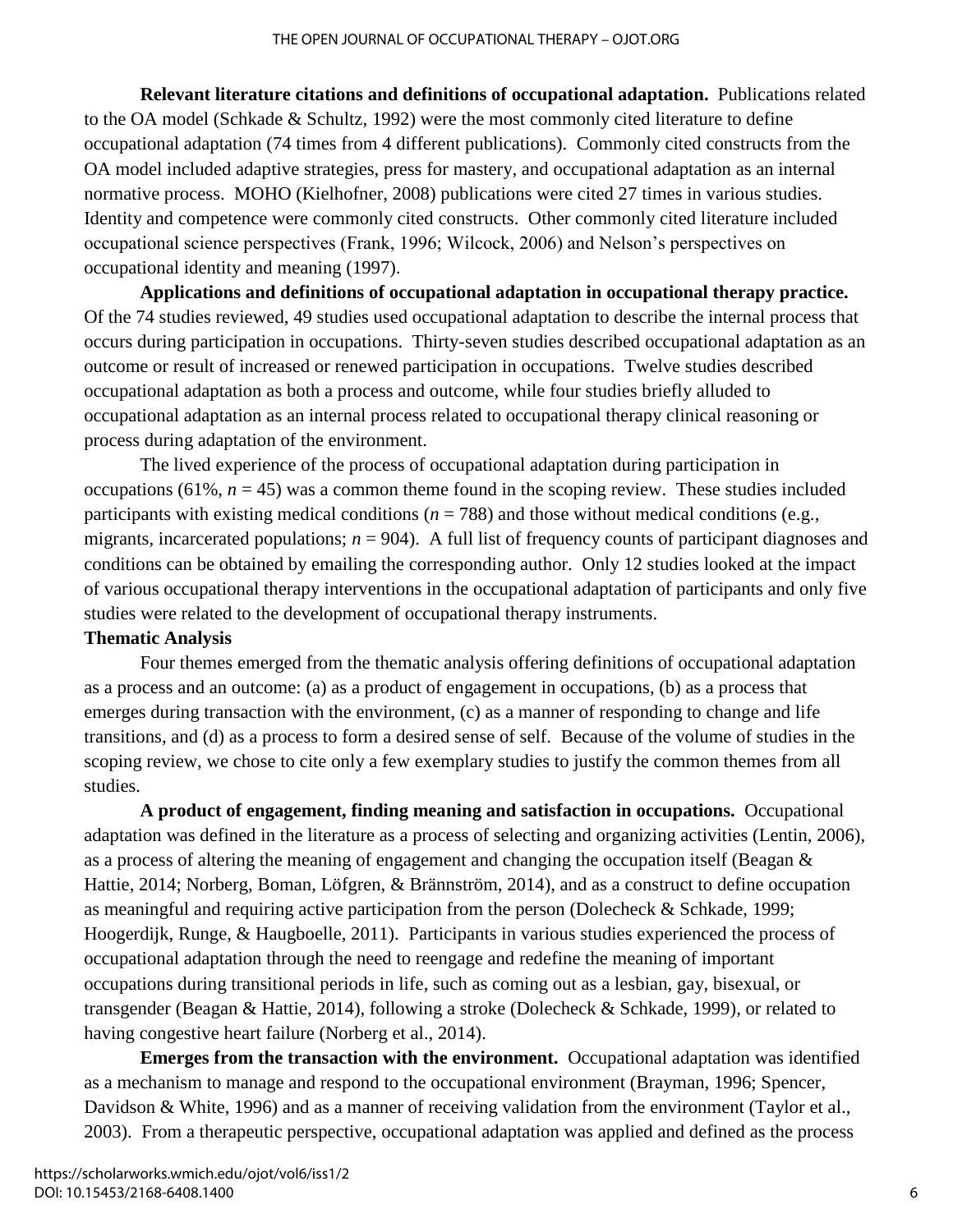**Relevant literature citations and definitions of occupational adaptation.** Publications related to the OA model (Schkade & Schultz, 1992) were the most commonly cited literature to define occupational adaptation (74 times from 4 different publications). Commonly cited constructs from the OA model included adaptive strategies, press for mastery, and occupational adaptation as an internal normative process. MOHO (Kielhofner, 2008) publications were cited 27 times in various studies. Identity and competence were commonly cited constructs. Other commonly cited literature included occupational science perspectives (Frank, 1996; Wilcock, 2006) and Nelson's perspectives on occupational identity and meaning (1997).

**Applications and definitions of occupational adaptation in occupational therapy practice.** Of the 74 studies reviewed, 49 studies used occupational adaptation to describe the internal process that occurs during participation in occupations. Thirty-seven studies described occupational adaptation as an outcome or result of increased or renewed participation in occupations. Twelve studies described occupational adaptation as both a process and outcome, while four studies briefly alluded to occupational adaptation as an internal process related to occupational therapy clinical reasoning or process during adaptation of the environment.

The lived experience of the process of occupational adaptation during participation in occupations (61%, $n$ = 45) was a common theme found in the scoping review. These studies included participants with existing medical conditions ($n$ = 788) and those without medical conditions (e.g., migrants, incarcerated populations; $n$ = 904). A full list of frequency counts of participant diagnoses and conditions can be obtained by emailing the corresponding author. Only 12 studies looked at the impact of various occupational therapy interventions in the occupational adaptation of participants and only five studies were related to the development of occupational therapy instruments.

**Thematic Analysis**

Four themes emerged from the thematic analysis offering definitions of occupational adaptation as a process and an outcome: (a) as a product of engagement in occupations, (b) as a process that emerges during transaction with the environment, (c) as a manner of responding to change and life transitions, and (d) as a process to form a desired sense of self. Because of the volume of studies in the scoping review, we chose to cite only a few exemplary studies to justify the common themes from all studies.

**A product of engagement, finding meaning and satisfaction in occupations.** Occupational adaptation was defined in the literature as a process of selecting and organizing activities (Lentin, 2006), as a process of altering the meaning of engagement and changing the occupation itself (Beagan & Hattie, 2014; Norberg, Boman, Löfgren, & Brännström, 2014), and as a construct to define occupation as meaningful and requiring active participation from the person (Dolecheck & Schkade, 1999; Hoogerdijk, Runge, & Haugboelle, 2011). Participants in various studies experienced the process of occupational adaptation through the need to reengage and redefine the meaning of important occupations during transitional periods in life, such as coming out as a lesbian, gay, bisexual, or transgender (Beagan & Hattie, 2014), following a stroke (Dolecheck & Schkade, 1999), or related to having congestive heart failure (Norberg et al., 2014).

**Emerges from the transaction with the environment.** Occupational adaptation was identified as a mechanism to manage and respond to the occupational environment (Brayman, 1996; Spencer, Davidson & White, 1996) and as a manner of receiving validation from the environment (Taylor et al., 2003). From a therapeutic perspective, occupational adaptation was applied and defined as the process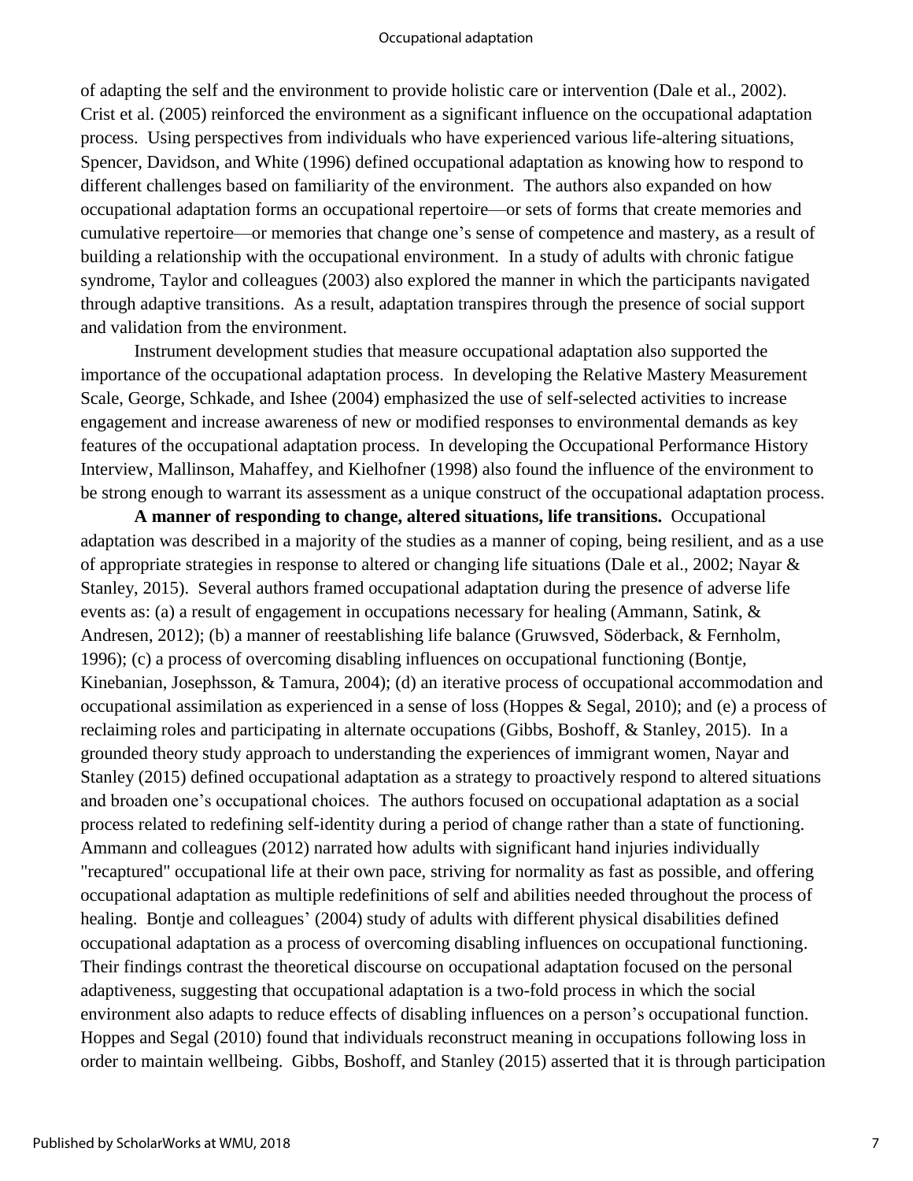of adapting the self and the environment to provide holistic care or intervention (Dale et al., 2002). Crist et al. (2005) reinforced the environment as a significant influence on the occupational adaptation process. Using perspectives from individuals who have experienced various life-altering situations, Spencer, Davidson, and White (1996) defined occupational adaptation as knowing how to respond to different challenges based on familiarity of the environment. The authors also expanded on how occupational adaptation forms an occupational repertoire—or sets of forms that create memories and cumulative repertoire—or memories that change one's sense of competence and mastery, as a result of building a relationship with the occupational environment. In a study of adults with chronic fatigue syndrome, Taylor and colleagues (2003) also explored the manner in which the participants navigated through adaptive transitions. As a result, adaptation transpires through the presence of social support and validation from the environment.

Instrument development studies that measure occupational adaptation also supported the importance of the occupational adaptation process. In developing the Relative Mastery Measurement Scale, George, Schkade, and Ishee (2004) emphasized the use of self-selected activities to increase engagement and increase awareness of new or modified responses to environmental demands as key features of the occupational adaptation process. In developing the Occupational Performance History Interview, Mallinson, Mahaffey, and Kielhofner (1998) also found the influence of the environment to be strong enough to warrant its assessment as a unique construct of the occupational adaptation process.

**A manner of responding to change, altered situations, life transitions.** Occupational adaptation was described in a majority of the studies as a manner of coping, being resilient, and as a use of appropriate strategies in response to altered or changing life situations (Dale et al., 2002; Nayar & Stanley, 2015). Several authors framed occupational adaptation during the presence of adverse life events as: (a) a result of engagement in occupations necessary for healing (Ammann, Satink, & Andresen, 2012); (b) a manner of reestablishing life balance (Gruwsved, Söderback, & Fernholm, 1996); (c) a process of overcoming disabling influences on occupational functioning (Bontje, Kinebanian, Josephsson, & Tamura, 2004); (d) an iterative process of occupational accommodation and occupational assimilation as experienced in a sense of loss (Hoppes & Segal, 2010); and (e) a process of reclaiming roles and participating in alternate occupations (Gibbs, Boshoff, & Stanley, 2015). In a grounded theory study approach to understanding the experiences of immigrant women, Nayar and Stanley (2015) defined occupational adaptation as a strategy to proactively respond to altered situations and broaden one's occupational choices. The authors focused on occupational adaptation as a social process related to redefining self-identity during a period of change rather than a state of functioning. Ammann and colleagues (2012) narrated how adults with significant hand injuries individually "recaptured" occupational life at their own pace, striving for normality as fast as possible, and offering occupational adaptation as multiple redefinitions of self and abilities needed throughout the process of healing. Bontje and colleagues' (2004) study of adults with different physical disabilities defined occupational adaptation as a process of overcoming disabling influences on occupational functioning. Their findings contrast the theoretical discourse on occupational adaptation focused on the personal adaptiveness, suggesting that occupational adaptation is a two-fold process in which the social environment also adapts to reduce effects of disabling influences on a person's occupational function. Hoppes and Segal (2010) found that individuals reconstruct meaning in occupations following loss in order to maintain wellbeing. Gibbs, Boshoff, and Stanley (2015) asserted that it is through participation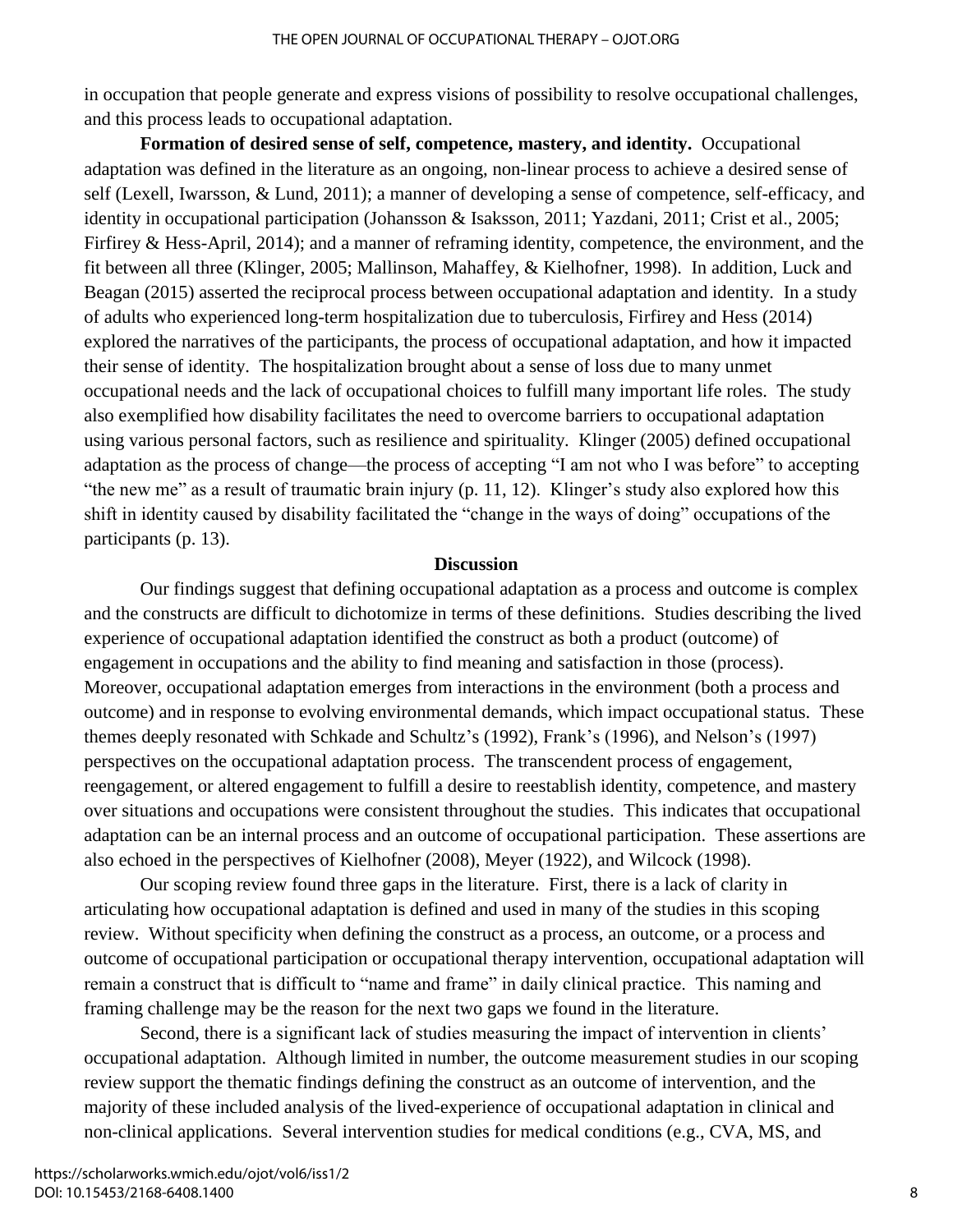in occupation that people generate and express visions of possibility to resolve occupational challenges, and this process leads to occupational adaptation.

**Formation of desired sense of self, competence, mastery, and identity.** Occupational adaptation was defined in the literature as an ongoing, non-linear process to achieve a desired sense of self (Lexell, Iwarsson, & Lund, 2011); a manner of developing a sense of competence, self-efficacy, and identity in occupational participation (Johansson & Isaksson, 2011; Yazdani, 2011; Crist et al., 2005; Firfirey & Hess-April, 2014); and a manner of reframing identity, competence, the environment, and the fit between all three (Klinger, 2005; Mallinson, Mahaffey, & Kielhofner, 1998). In addition, Luck and Beagan (2015) asserted the reciprocal process between occupational adaptation and identity. In a study of adults who experienced long-term hospitalization due to tuberculosis, Firfirey and Hess (2014) explored the narratives of the participants, the process of occupational adaptation, and how it impacted their sense of identity. The hospitalization brought about a sense of loss due to many unmet occupational needs and the lack of occupational choices to fulfill many important life roles. The study also exemplified how disability facilitates the need to overcome barriers to occupational adaptation using various personal factors, such as resilience and spirituality. Klinger (2005) defined occupational adaptation as the process of change—the process of accepting "I am not who I was before" to accepting "the new me" as a result of traumatic brain injury (p. 11, 12). Klinger's study also explored how this shift in identity caused by disability facilitated the "change in the ways of doing" occupations of the participants (p. 13).

## Discussion

Our findings suggest that defining occupational adaptation as a process and outcome is complex and the constructs are difficult to dichotomize in terms of these definitions. Studies describing the lived experience of occupational adaptation identified the construct as both a product (outcome) of engagement in occupations and the ability to find meaning and satisfaction in those (process). Moreover, occupational adaptation emerges from interactions in the environment (both a process and outcome) and in response to evolving environmental demands, which impact occupational status. These themes deeply resonated with Schkade and Schultz's (1992), Frank's (1996), and Nelson's (1997) perspectives on the occupational adaptation process. The transcendent process of engagement, reengagement, or altered engagement to fulfill a desire to reestablish identity, competence, and mastery over situations and occupations were consistent throughout the studies. This indicates that occupational adaptation can be an internal process and an outcome of occupational participation. These assertions are also echoed in the perspectives of Kielhofner (2008), Meyer (1922), and Wilcock (1998).

Our scoping review found three gaps in the literature. First, there is a lack of clarity in articulating how occupational adaptation is defined and used in many of the studies in this scoping review. Without specificity when defining the construct as a process, an outcome, or a process and outcome of occupational participation or occupational therapy intervention, occupational adaptation will remain a construct that is difficult to "name and frame" in daily clinical practice. This naming and framing challenge may be the reason for the next two gaps we found in the literature.

Second, there is a significant lack of studies measuring the impact of intervention in clients' occupational adaptation. Although limited in number, the outcome measurement studies in our scoping review support the thematic findings defining the construct as an outcome of intervention, and the majority of these included analysis of the lived-experience of occupational adaptation in clinical and non-clinical applications. Several intervention studies for medical conditions (e.g., CVA, MS, and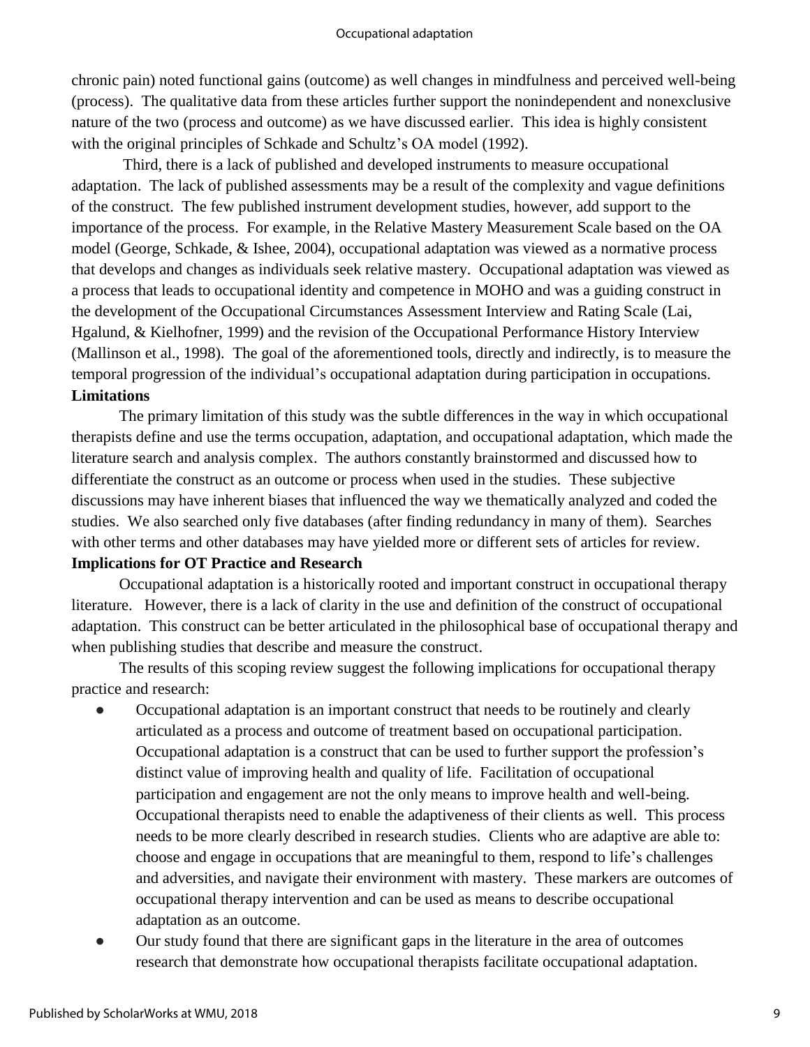chronic pain) noted functional gains (outcome) as well changes in mindfulness and perceived well-being (process). The qualitative data from these articles further support the nonindependent and nonexclusive nature of the two (process and outcome) as we have discussed earlier. This idea is highly consistent with the original principles of Schkade and Schultz's OA model (1992).

Third, there is a lack of published and developed instruments to measure occupational adaptation. The lack of published assessments may be a result of the complexity and vague definitions of the construct. The few published instrument development studies, however, add support to the importance of the process. For example, in the Relative Mastery Measurement Scale based on the OA model (George, Schkade, & Ishee, 2004), occupational adaptation was viewed as a normative process that develops and changes as individuals seek relative mastery. Occupational adaptation was viewed as a process that leads to occupational identity and competence in MOHO and was a guiding construct in the development of the Occupational Circumstances Assessment Interview and Rating Scale (Lai, Hgalund, & Kielhofner, 1999) and the revision of the Occupational Performance History Interview (Mallinson et al., 1998). The goal of the aforementioned tools, directly and indirectly, is to measure the temporal progression of the individual's occupational adaptation during participation in occupations.

**Limitations**

The primary limitation of this study was the subtle differences in the way in which occupational therapists define and use the terms occupation, adaptation, and occupational adaptation, which made the literature search and analysis complex. The authors constantly brainstormed and discussed how to differentiate the construct as an outcome or process when used in the studies. These subjective discussions may have inherent biases that influenced the way we thematically analyzed and coded the studies. We also searched only five databases (after finding redundancy in many of them). Searches with other terms and other databases may have yielded more or different sets of articles for review.

**Implications for OT Practice and Research**

Occupational adaptation is a historically rooted and important construct in occupational therapy literature. However, there is a lack of clarity in the use and definition of the construct of occupational adaptation. This construct can be better articulated in the philosophical base of occupational therapy and when publishing studies that describe and measure the construct.

The results of this scoping review suggest the following implications for occupational therapy practice and research:

- Occupational adaptation is an important construct that needs to be routinely and clearly articulated as a process and outcome of treatment based on occupational participation. Occupational adaptation is a construct that can be used to further support the profession's distinct value of improving health and quality of life. Facilitation of occupational participation and engagement are not the only means to improve health and well-being. Occupational therapists need to enable the adaptiveness of their clients as well. This process needs to be more clearly described in research studies. Clients who are adaptive are able to: choose and engage in occupations that are meaningful to them, respond to life's challenges and adversities, and navigate their environment with mastery. These markers are outcomes of occupational therapy intervention and can be used as means to describe occupational adaptation as an outcome.
- Our study found that there are significant gaps in the literature in the area of outcomes research that demonstrate how occupational therapists facilitate occupational adaptation.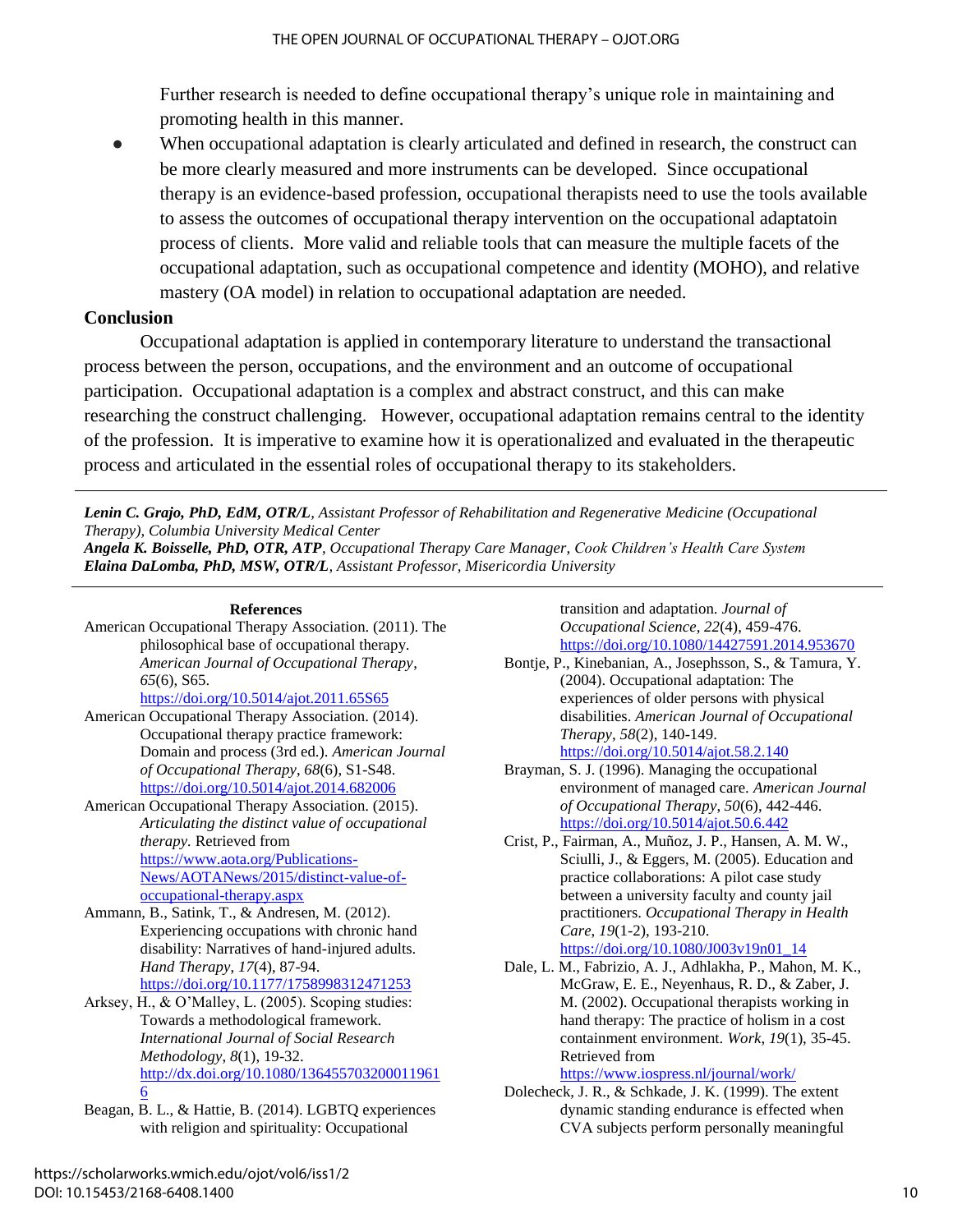Further research is needed to define occupational therapy's unique role in maintaining and promoting health in this manner.

- When occupational adaptation is clearly articulated and defined in research, the construct can be more clearly measured and more instruments can be developed. Since occupational therapy is an evidence-based profession, occupational therapists need to use the tools available to assess the outcomes of occupational therapy intervention on the occupational adaptatoin process of clients. More valid and reliable tools that can measure the multiple facets of the occupational adaptation, such as occupational competence and identity (MOHO), and relative mastery (OA model) in relation to occupational adaptation are needed.

## Conclusion

Occupational adaptation is applied in contemporary literature to understand the transactional process between the person, occupations, and the environment and an outcome of occupational participation. Occupational adaptation is a complex and abstract construct, and this can make researching the construct challenging. However, occupational adaptation remains central to the identity of the profession. It is imperative to examine how it is operationalized and evaluated in the therapeutic process and articulated in the essential roles of occupational therapy to its stakeholders.

---

***Lenin C. Grajo, PhD, EdM, OTR/L****, Assistant Professor of Rehabilitation and Regenerative Medicine (Occupational Therapy), Columbia University Medical Center*
***Angela K. Boisselle, PhD, OTR, ATP****, Occupational Therapy Care Manager, Cook Children's Health Care System*
***Elaina DaLomba, PhD, MSW, OTR/L****, Assistant Professor, Misericordia University*

---

### References

American Occupational Therapy Association. (2011). The philosophical base of occupational therapy. *American Journal of Occupational Therapy*, *65*(6), S65. https://doi.org/10.5014/ajot.2011.65S65

American Occupational Therapy Association. (2014). Occupational therapy practice framework: Domain and process (3rd ed.). *American Journal of Occupational Therapy*, *68*(6), S1-S48. https://doi.org/10.5014/ajot.2014.682006

American Occupational Therapy Association. (2015). *Articulating the distinct value of occupational therapy.* Retrieved from https://www.aota.org/Publications-News/AOTANews/2015/distinct-value-of-occupational-therapy.aspx

Ammann, B., Satink, T., & Andresen, M. (2012). Experiencing occupations with chronic hand disability: Narratives of hand-injured adults. *Hand Therapy*, *17*(4), 87-94. https://doi.org/10.1177/1758998312471253

Arksey, H., & O'Malley, L. (2005). Scoping studies: Towards a methodological framework. *International Journal of Social Research Methodology*, *8*(1), 19-32. http://dx.doi.org/10.1080/1364557032000119616

Beagan, B. L., & Hattie, B. (2014). LGBTQ experiences with religion and spirituality: Occupational transition and adaptation. *Journal of Occupational Science*, *22*(4), 459-476. https://doi.org/10.1080/14427591.2014.953670

Bontje, P., Kinebanian, A., Josephsson, S., & Tamura, Y. (2004). Occupational adaptation: The experiences of older persons with physical disabilities. *American Journal of Occupational Therapy*, *58*(2), 140-149. https://doi.org/10.5014/ajot.58.2.140

Brayman, S. J. (1996). Managing the occupational environment of managed care. *American Journal of Occupational Therapy*, *50*(6), 442-446. https://doi.org/10.5014/ajot.50.6.442

Crist, P., Fairman, A., Muñoz, J. P., Hansen, A. M. W., Sciulli, J., & Eggers, M. (2005). Education and practice collaborations: A pilot case study between a university faculty and county jail practitioners. *Occupational Therapy in Health Care*, *19*(1-2), 193-210. https://doi.org/10.1080/J003v19n01_14

Dale, L. M., Fabrizio, A. J., Adhlakha, P., Mahon, M. K., McGraw, E. E., Neyenhaus, R. D., & Zaber, J. M. (2002). Occupational therapists working in hand therapy: The practice of holism in a cost containment environment. *Work*, *19*(1), 35-45. Retrieved from https://www.iospress.nl/journal/work/

Dolecheck, J. R., & Schkade, J. K. (1999). The extent dynamic standing endurance is effected when CVA subjects perform personally meaningful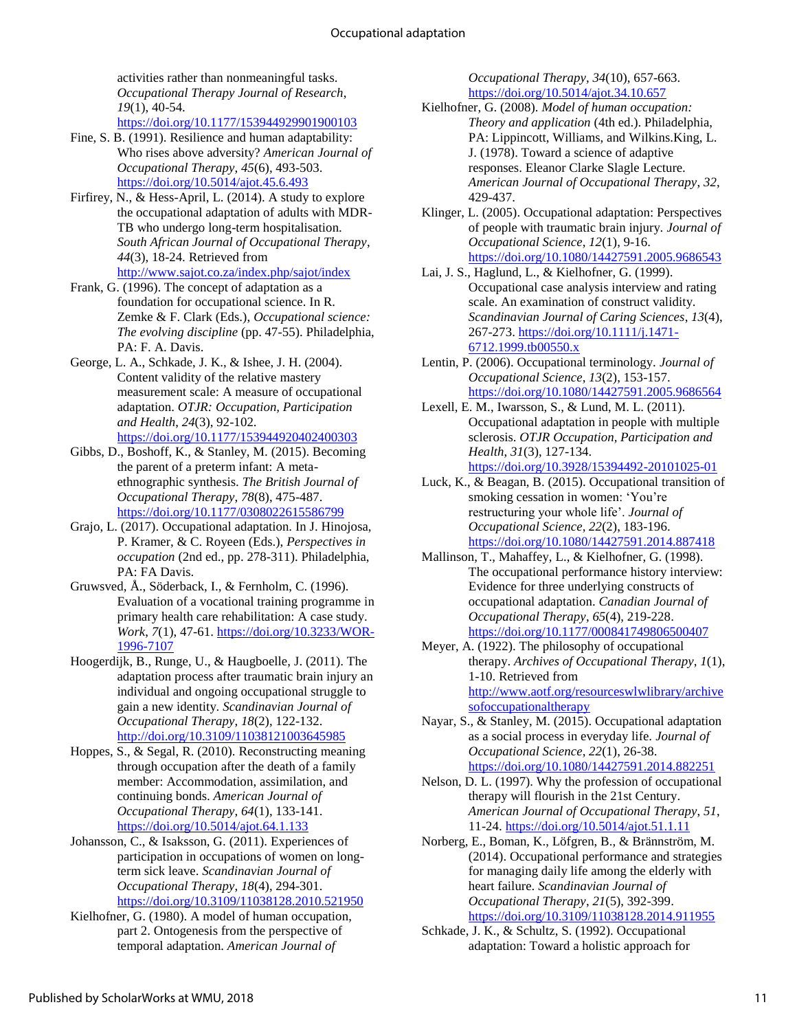activities rather than nonmeaningful tasks. *Occupational Therapy Journal of Research*, *19*(1), 40-54. https://doi.org/10.1177/153944929901900103

Fine, S. B. (1991). Resilience and human adaptability: Who rises above adversity? *American Journal of Occupational Therapy*, *45*(6), 493-503. https://doi.org/10.5014/ajot.45.6.493

Firfirey, N., & Hess-April, L. (2014). A study to explore the occupational adaptation of adults with MDR-TB who undergo long-term hospitalisation. *South African Journal of Occupational Therapy*, *44*(3), 18-24. Retrieved from http://www.sajot.co.za/index.php/sajot/index

Frank, G. (1996). The concept of adaptation as a foundation for occupational science. In R. Zemke & F. Clark (Eds.), *Occupational science: The evolving discipline* (pp. 47-55). Philadelphia, PA: F. A. Davis.

George, L. A., Schkade, J. K., & Ishee, J. H. (2004). Content validity of the relative mastery measurement scale: A measure of occupational adaptation. *OTJR: Occupation, Participation and Health*, *24*(3), 92-102. https://doi.org/10.1177/153944920402400303

Gibbs, D., Boshoff, K., & Stanley, M. (2015). Becoming the parent of a preterm infant: A meta-ethnographic synthesis. *The British Journal of Occupational Therapy*, *78*(8), 475-487. https://doi.org/10.1177/0308022615586799

Grajo, L. (2017). Occupational adaptation. In J. Hinojosa, P. Kramer, & C. Royeen (Eds.), *Perspectives in occupation* (2nd ed., pp. 278-311). Philadelphia, PA: FA Davis.

Gruwsved, Å., Söderback, I., & Fernholm, C. (1996). Evaluation of a vocational training programme in primary health care rehabilitation: A case study. *Work*, *7*(1), 47-61. https://doi.org/10.3233/WOR-1996-7107

Hoogerdijk, B., Runge, U., & Haugboelle, J. (2011). The adaptation process after traumatic brain injury an individual and ongoing occupational struggle to gain a new identity. *Scandinavian Journal of Occupational Therapy*, *18*(2), 122-132. http://doi.org/10.3109/11038121003645985

Hoppes, S., & Segal, R. (2010). Reconstructing meaning through occupation after the death of a family member: Accommodation, assimilation, and continuing bonds. *American Journal of Occupational Therapy*, *64*(1), 133-141. https://doi.org/10.5014/ajot.64.1.133

Johansson, C., & Isaksson, G. (2011). Experiences of participation in occupations of women on long-term sick leave. *Scandinavian Journal of Occupational Therapy*, *18*(4), 294-301. https://doi.org/10.3109/11038128.2010.521950

Kielhofner, G. (1980). A model of human occupation, part 2. Ontogenesis from the perspective of temporal adaptation. *American Journal of Occupational Therapy*, *34*(10), 657-663. https://doi.org/10.5014/ajot.34.10.657

Kielhofner, G. (2008). *Model of human occupation: Theory and application* (4th ed.). Philadelphia, PA: Lippincott, Williams, and Wilkins.King, L. J. (1978). Toward a science of adaptive responses. Eleanor Clarke Slagle Lecture. *American Journal of Occupational Therapy*, *32*, 429-437.

Klinger, L. (2005). Occupational adaptation: Perspectives of people with traumatic brain injury. *Journal of Occupational Science*, *12*(1), 9-16. https://doi.org/10.1080/14427591.2005.9686543

Lai, J. S., Haglund, L., & Kielhofner, G. (1999). Occupational case analysis interview and rating scale. An examination of construct validity. *Scandinavian Journal of Caring Sciences*, *13*(4), 267-273. https://doi.org/10.1111/j.1471-6712.1999.tb00550.x

Lentin, P. (2006). Occupational terminology. *Journal of Occupational Science*, *13*(2), 153-157. https://doi.org/10.1080/14427591.2005.9686564

Lexell, E. M., Iwarsson, S., & Lund, M. L. (2011). Occupational adaptation in people with multiple sclerosis. *OTJR Occupation, Participation and Health*, *31*(3), 127-134. https://doi.org/10.3928/15394492-20101025-01

Luck, K., & Beagan, B. (2015). Occupational transition of smoking cessation in women: 'You're restructuring your whole life'. *Journal of Occupational Science*, *22*(2), 183-196. https://doi.org/10.1080/14427591.2014.887418

Mallinson, T., Mahaffey, L., & Kielhofner, G. (1998). The occupational performance history interview: Evidence for three underlying constructs of occupational adaptation. *Canadian Journal of Occupational Therapy*, *65*(4), 219-228. https://doi.org/10.1177/000841749806500407

Meyer, A. (1922). The philosophy of occupational therapy. *Archives of Occupational Therapy*, *1*(1), 1-10. Retrieved from http://www.aotf.org/resourceswlwlibrary/archivesofoccupationaltherapy

Nayar, S., & Stanley, M. (2015). Occupational adaptation as a social process in everyday life. *Journal of Occupational Science*, *22*(1), 26-38. https://doi.org/10.1080/14427591.2014.882251

Nelson, D. L. (1997). Why the profession of occupational therapy will flourish in the 21st Century. *American Journal of Occupational Therapy*, *51*, 11-24. https://doi.org/10.5014/ajot.51.1.11

Norberg, E., Boman, K., Löfgren, B., & Brännström, M. (2014). Occupational performance and strategies for managing daily life among the elderly with heart failure. *Scandinavian Journal of Occupational Therapy*, *21*(5), 392-399. https://doi.org/10.3109/11038128.2014.911955

Schkade, J. K., & Schultz, S. (1992). Occupational adaptation: Toward a holistic approach for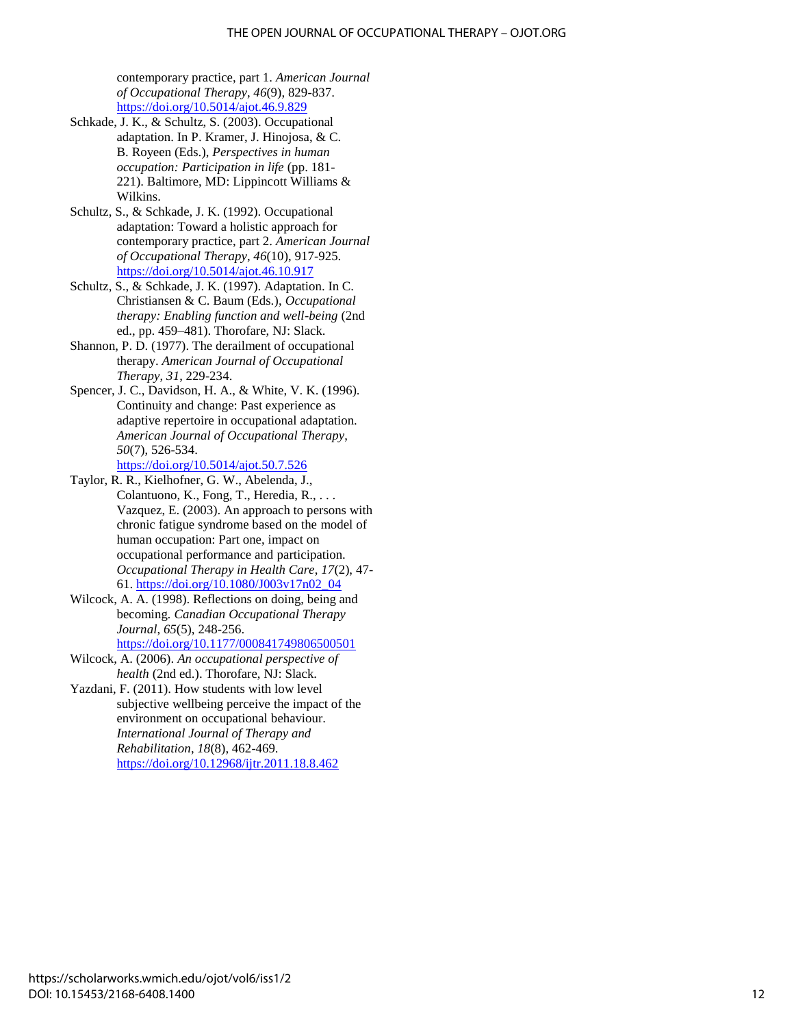contemporary practice, part 1. *American Journal of Occupational Therapy*, *46*(9), 829-837. https://doi.org/10.5014/ajot.46.9.829

Schkade, J. K., & Schultz, S. (2003). Occupational adaptation. In P. Kramer, J. Hinojosa, & C. B. Royeen (Eds.), *Perspectives in human occupation: Participation in life* (pp. 181-221). Baltimore, MD: Lippincott Williams & Wilkins.

Schultz, S., & Schkade, J. K. (1992). Occupational adaptation: Toward a holistic approach for contemporary practice, part 2. *American Journal of Occupational Therapy*, *46*(10), 917-925. https://doi.org/10.5014/ajot.46.10.917

Schultz, S., & Schkade, J. K. (1997). Adaptation. In C. Christiansen & C. Baum (Eds.), *Occupational therapy: Enabling function and well-being* (2nd ed., pp. 459–481). Thorofare, NJ: Slack.

Shannon, P. D. (1977). The derailment of occupational therapy. *American Journal of Occupational Therapy*, *31*, 229-234.

Spencer, J. C., Davidson, H. A., & White, V. K. (1996). Continuity and change: Past experience as adaptive repertoire in occupational adaptation. *American Journal of Occupational Therapy*, *50*(7), 526-534. https://doi.org/10.5014/ajot.50.7.526

Taylor, R. R., Kielhofner, G. W., Abelenda, J., Colantuono, K., Fong, T., Heredia, R., . . . Vazquez, E. (2003). An approach to persons with chronic fatigue syndrome based on the model of human occupation: Part one, impact on occupational performance and participation. *Occupational Therapy in Health Care*, *17*(2), 47-61. https://doi.org/10.1080/J003v17n02_04

Wilcock, A. A. (1998). Reflections on doing, being and becoming. *Canadian Occupational Therapy Journal*, *65*(5), 248-256. https://doi.org/10.1177/000841749806500501

Wilcock, A. (2006). *An occupational perspective of health* (2nd ed.). Thorofare, NJ: Slack.

Yazdani, F. (2011). How students with low level subjective wellbeing perceive the impact of the environment on occupational behaviour. *International Journal of Therapy and Rehabilitation*, *18*(8), 462-469. https://doi.org/10.12968/ijtr.2011.18.8.462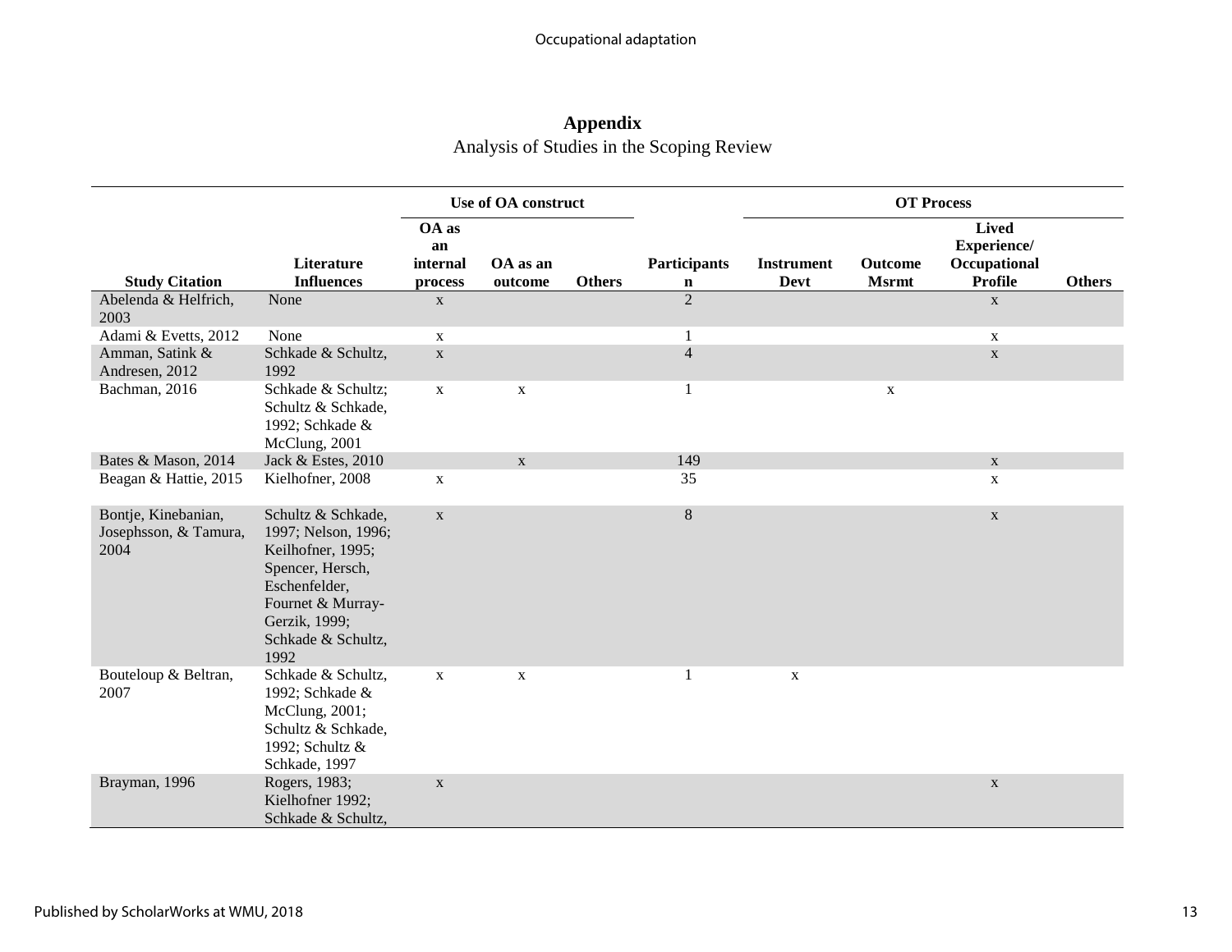## Appendix

Analysis of Studies in the Scoping Review

| Study Citation | Literature Influences | Use of OA construct: OA as an internal process | Use of OA construct: OA as an outcome | Use of OA construct: Others | Participants n | OT Process: Instrument Devt | OT Process: Outcome Msrmt | OT Process: Lived Experience/ Occupational Profile | OT Process: Others |
|---|---|---|---|---|---|---|---|---|---|
| Abelenda & Helfrich, 2003 | None | x | | | 2 | | | x | |
| Adami & Evetts, 2012 | None | x | | | 1 | | | x | |
| Amman, Satink & Andresen, 2012 | Schkade & Schultz, 1992 | x | | | 4 | | | x | |
| Bachman, 2016 | Schkade & Schultz; Schultz & Schkade, 1992; Schkade & McClung, 2001 | x | x | | 1 | | x | | |
| Bates & Mason, 2014 | Jack & Estes, 2010 | | x | | 149 | | | x | |
| Beagan & Hattie, 2015 | Kielhofner, 2008 | x | | | 35 | | | x | |
| Bontje, Kinebanian, Josephsson, & Tamura, 2004 | Schultz & Schkade, 1997; Nelson, 1996; Keilhofner, 1995; Spencer, Hersch, Eschenfelder, Fournet & Murray-Gerzik, 1999; Schkade & Schultz, 1992 | x | | | 8 | | | x | |
| Bouteloup & Beltran, 2007 | Schkade & Schultz, 1992; Schkade & McClung, 2001; Schultz & Schkade, 1992; Schultz & Schkade, 1997 | x | x | | 1 | x | | | |
| Brayman, 1996 | Rogers, 1983; Kielhofner 1992; Schkade & Schultz, | x | | | | | | x | |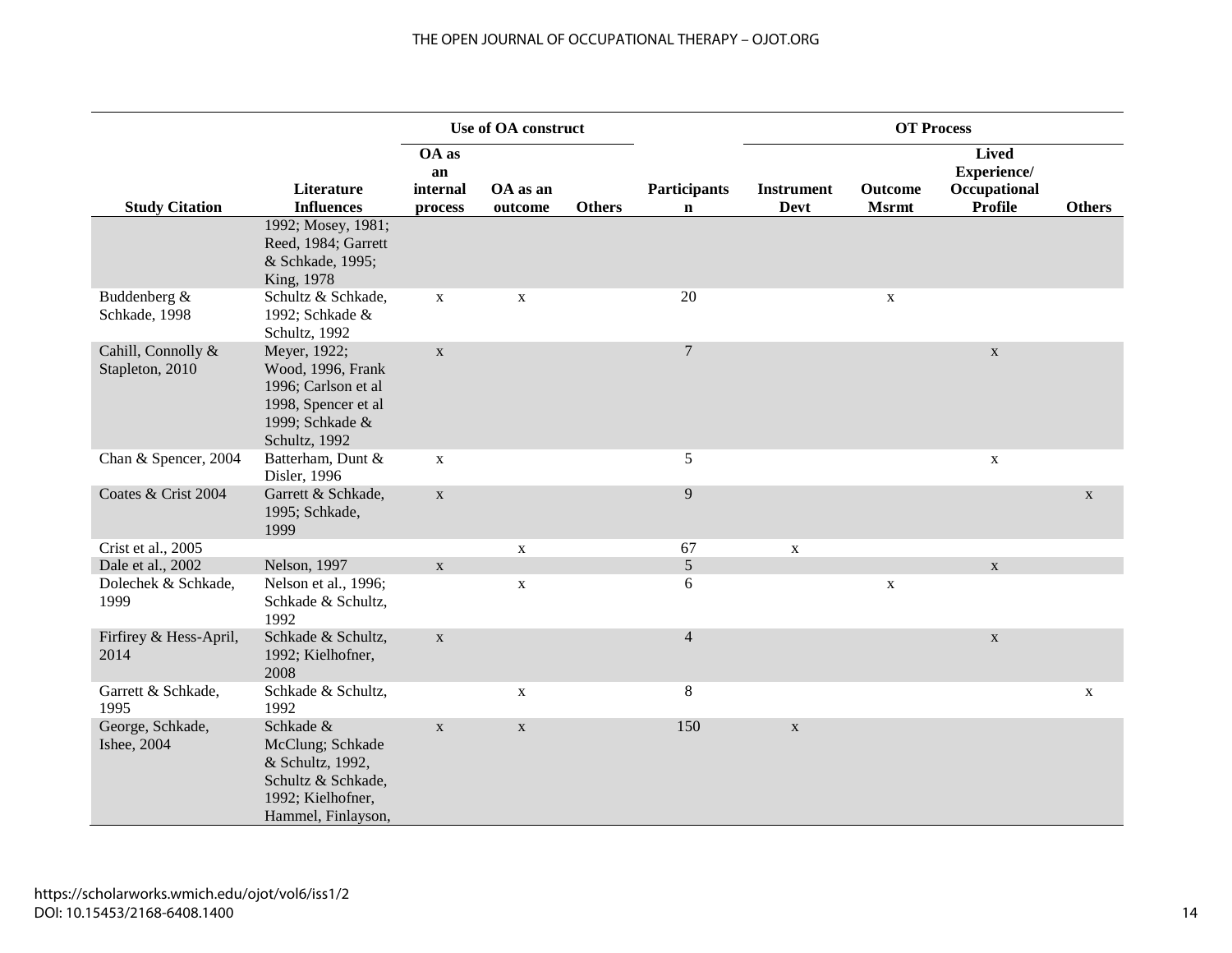| Study Citation | Literature Influences | Use of OA construct | | | Participants n | OT Process | | | |
|---|---|---|---|---|---|---|---|---|---|
| | | OA as an internal process | OA as an outcome | Others | | Instrument Devt | Outcome Msrmt | Lived Experience/ Occupational Profile | Others |
| | 1992; Mosey, 1981; Reed, 1984; Garrett & Schkade, 1995; King, 1978 | | | | | | | | |
| Buddenberg & Schkade, 1998 | Schultz & Schkade, 1992; Schkade & Schultz, 1992 | x | x | | 20 | | x | | |
| Cahill, Connolly & Stapleton, 2010 | Meyer, 1922; Wood, 1996, Frank 1996; Carlson et al 1998, Spencer et al 1999; Schkade & Schultz, 1992 | x | | | 7 | | | x | |
| Chan & Spencer, 2004 | Batterham, Dunt & Disler, 1996 | x | | | 5 | | | x | |
| Coates & Crist 2004 | Garrett & Schkade, 1995; Schkade, 1999 | x | | | 9 | | | | x |
| Crist et al., 2005 | | | x | | 67 | x | | | |
| Dale et al., 2002 | Nelson, 1997 | x | | | 5 | | | x | |
| Dolechek & Schkade, 1999 | Nelson et al., 1996; Schkade & Schultz, 1992 | | x | | 6 | | x | | |
| Firfirey & Hess-April, 2014 | Schkade & Schultz, 1992; Kielhofner, 2008 | x | | | 4 | | | x | |
| Garrett & Schkade, 1995 | Schkade & Schultz, 1992 | | x | | 8 | | | | x |
| George, Schkade, Ishee, 2004 | Schkade & McClung; Schkade & Schultz, 1992, Schultz & Schkade, 1992; Kielhofner, Hammel, Finlayson, | x | x | | 150 | x | | | |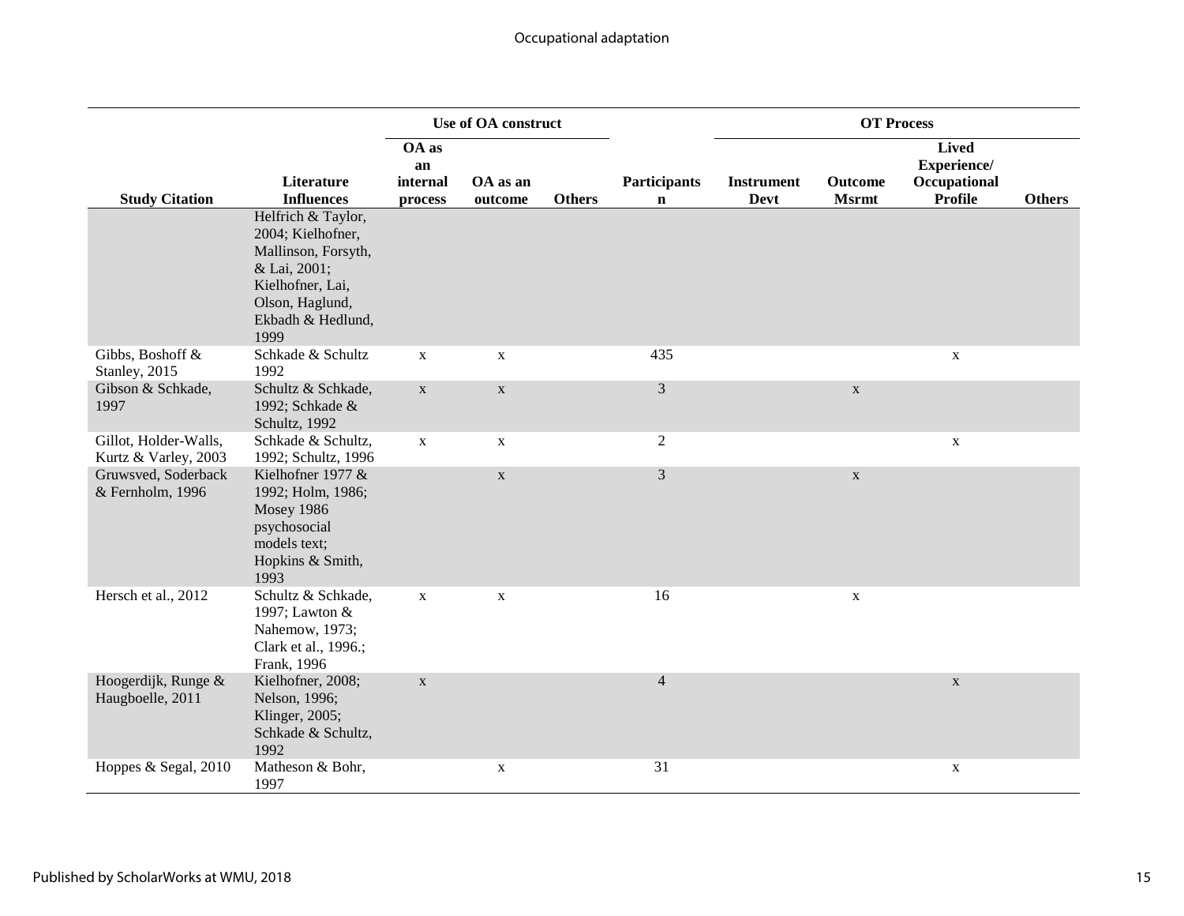| Study Citation | Literature Influences | Use of OA construct | | | Participants n | OT Process | | | |
|---|---|---|---|---|---|---|---|---|---|
| | | OA as an internal process | OA as an outcome | Others | | Instrument Devt | Outcome Msrmt | Lived Experience/ Occupational Profile | Others |
| | Helfrich & Taylor, 2004; Kielhofner, Mallinson, Forsyth, & Lai, 2001; Kielhofner, Lai, Olson, Haglund, Ekbadh & Hedlund, 1999 | | | | | | | | |
| Gibbs, Boshoff & Stanley, 2015 | Schkade & Schultz 1992 | x | x | | 435 | | | x | |
| Gibson & Schkade, 1997 | Schultz & Schkade, 1992; Schkade & Schultz, 1992 | x | x | | 3 | | x | | |
| Gillot, Holder-Walls, Kurtz & Varley, 2003 | Schkade & Schultz, 1992; Schultz, 1996 | x | x | | 2 | | | x | |
| Gruwsved, Soderback & Fernholm, 1996 | Kielhofner 1977 & 1992; Holm, 1986; Mosey 1986 psychosocial models text; Hopkins & Smith, 1993 | | x | | 3 | | x | | |
| Hersch et al., 2012 | Schultz & Schkade, 1997; Lawton & Nahemow, 1973; Clark et al., 1996.; Frank, 1996 | x | x | | 16 | | x | | |
| Hoogerdijk, Runge & Haugboelle, 2011 | Kielhofner, 2008; Nelson, 1996; Klinger, 2005; Schkade & Schultz, 1992 | x | | | 4 | | | x | |
| Hoppes & Segal, 2010 | Matheson & Bohr, 1997 | | x | | 31 | | | x | |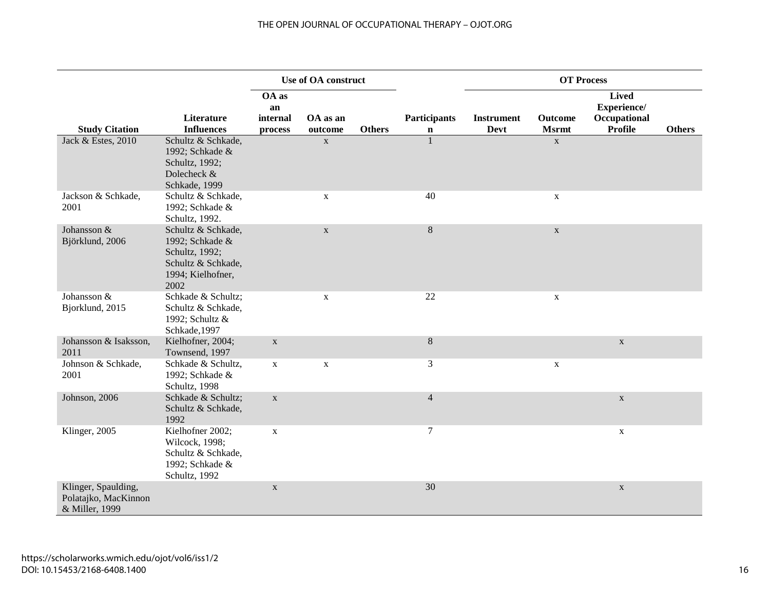| Study Citation | Literature Influences | Use of OA construct | | | Participants | OT Process | | | |
|---|---|---|---|---|---|---|---|---|---|
| | | OA as an internal process | OA as an outcome | Others | Participants n | Instrument Devt | Outcome Msrmt | Lived Experience/ Occupational Profile | Others |
| Jack & Estes, 2010 | Schultz & Schkade, 1992; Schkade & Schultz, 1992; Dolecheck & Schkade, 1999 | | x | | 1 | | x | | |
| Jackson & Schkade, 2001 | Schultz & Schkade, 1992; Schkade & Schultz, 1992. | | x | | 40 | | x | | |
| Johansson & Björklund, 2006 | Schultz & Schkade, 1992; Schkade & Schultz, 1992; Schultz & Schkade, 1994; Kielhofner, 2002 | | x | | 8 | | x | | |
| Johansson & Bjorklund, 2015 | Schkade & Schultz; Schultz & Schkade, 1992; Schultz & Schkade,1997 | | x | | 22 | | x | | |
| Johansson & Isaksson, 2011 | Kielhofner, 2004; Townsend, 1997 | x | | | 8 | | | x | |
| Johnson & Schkade, 2001 | Schkade & Schultz, 1992; Schkade & Schultz, 1998 | x | x | | 3 | | x | | |
| Johnson, 2006 | Schkade & Schultz; Schultz & Schkade, 1992 | x | | | 4 | | | x | |
| Klinger, 2005 | Kielhofner 2002; Wilcock, 1998; Schultz & Schkade, 1992; Schkade & Schultz, 1992 | x | | | 7 | | | x | |
| Klinger, Spaulding, Polatajko, MacKinnon & Miller, 1999 | | x | | | 30 | | | x | |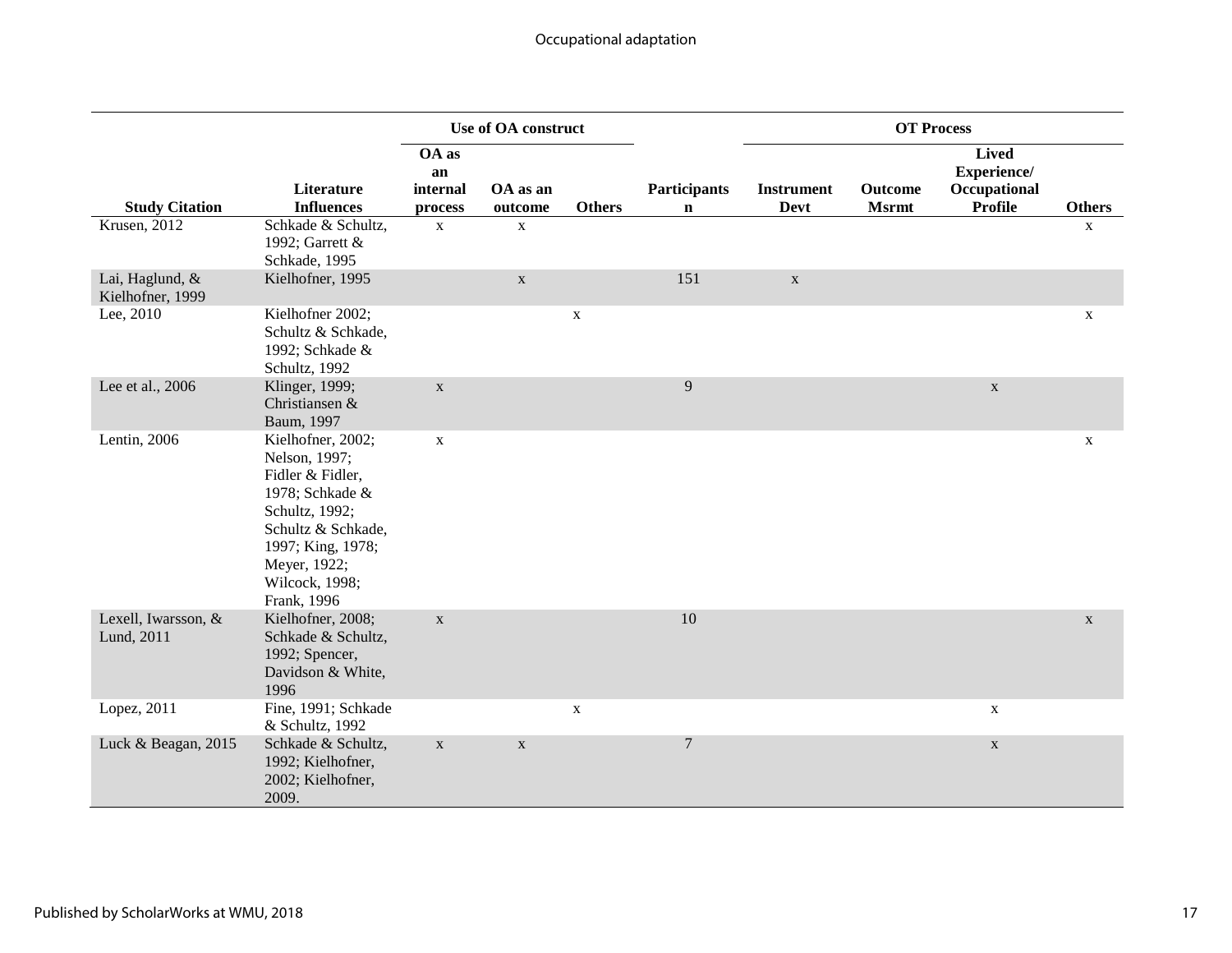| Study Citation | Literature Influences | Use of OA construct: OA as an internal process | OA as an outcome | Others | Participants n | OT Process: Instrument Devt | Outcome Msrmt | Lived Experience/ Occupational Profile | Others |
|---|---|---|---|---|---|---|---|---|---|
| Krusen, 2012 | Schkade & Schultz, 1992; Garrett & Schkade, 1995 | x | x | | | | | | x |
| Lai, Haglund, & Kielhofner, 1999 | Kielhofner, 1995 | | x | | 151 | x | | | |
| Lee, 2010 | Kielhofner 2002; Schultz & Schkade, 1992; Schkade & Schultz, 1992 | | | x | | | | | x |
| Lee et al., 2006 | Klinger, 1999; Christiansen & Baum, 1997 | x | | | 9 | | | x | |
| Lentin, 2006 | Kielhofner, 2002; Nelson, 1997; Fidler & Fidler, 1978; Schkade & Schultz, 1992; Schultz & Schkade, 1997; King, 1978; Meyer, 1922; Wilcock, 1998; Frank, 1996 | x | | | | | | | x |
| Lexell, Iwarsson, & Lund, 2011 | Kielhofner, 2008; Schkade & Schultz, 1992; Spencer, Davidson & White, 1996 | x | | | 10 | | | | x |
| Lopez, 2011 | Fine, 1991; Schkade & Schultz, 1992 | | | x | | | | x | |
| Luck & Beagan, 2015 | Schkade & Schultz, 1992; Kielhofner, 2002; Kielhofner, 2009. | x | x | | 7 | | | x | |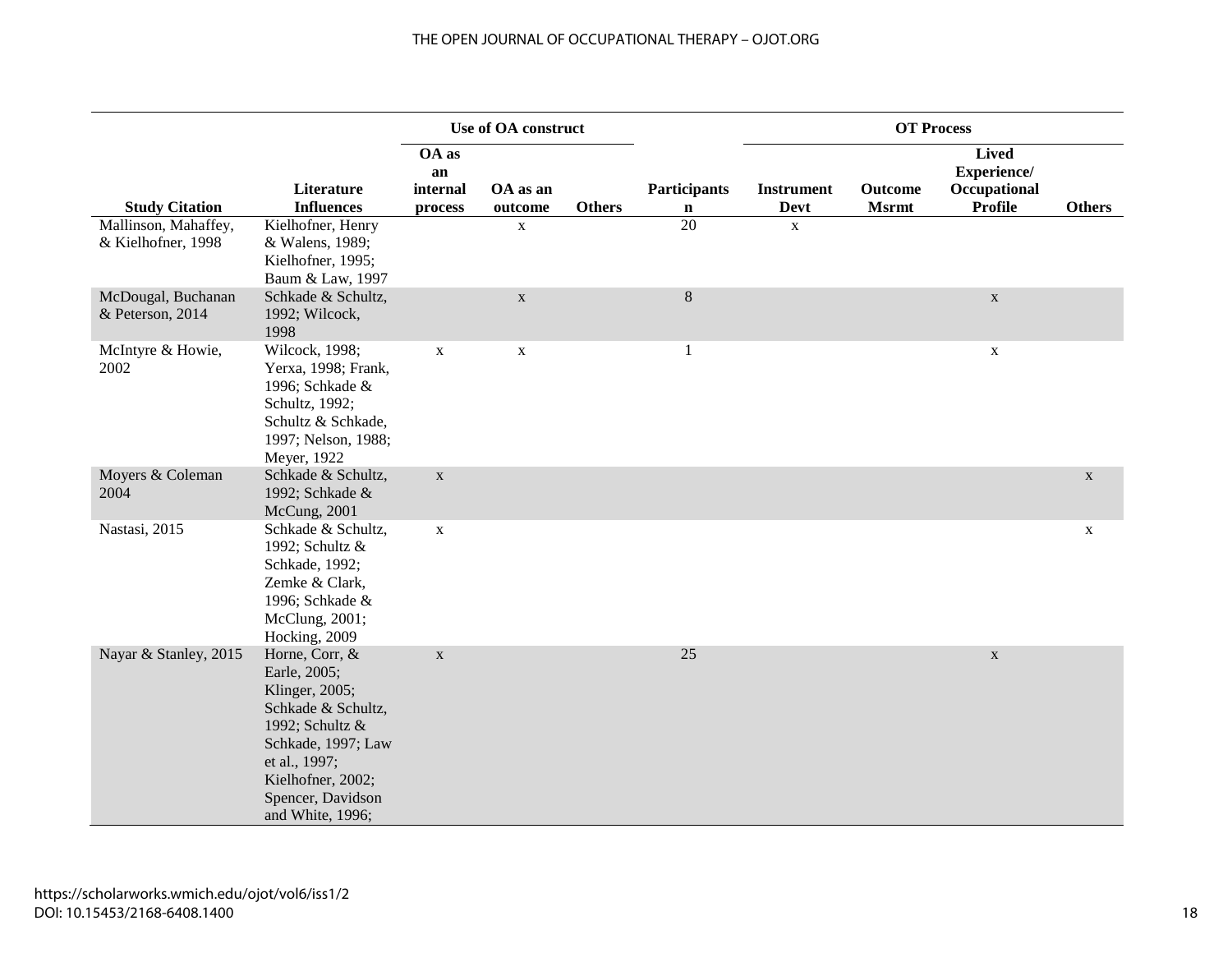| Study Citation | Literature Influences | Use of OA construct | | | Participants n | OT Process | | | |
|---|---|---|---|---|---|---|---|---|---|
| | | OA as an internal process | OA as an outcome | Others | | Instrument Devt | Outcome Msrmt | Lived Experience/ Occupational Profile | Others |
| Mallinson, Mahaffey, & Kielhofner, 1998 | Kielhofner, Henry & Walens, 1989; Kielhofner, 1995; Baum & Law, 1997 | | x | | 20 | x | | | |
| McDougal, Buchanan & Peterson, 2014 | Schkade & Schultz, 1992; Wilcock, 1998 | | x | | 8 | | | x | |
| McIntyre & Howie, 2002 | Wilcock, 1998; Yerxa, 1998; Frank, 1996; Schkade & Schultz, 1992; Schultz & Schkade, 1997; Nelson, 1988; Meyer, 1922 | x | x | | 1 | | | x | |
| Moyers & Coleman 2004 | Schkade & Schultz, 1992; Schkade & McCung, 2001 | x | | | | | | | x |
| Nastasi, 2015 | Schkade & Schultz, 1992; Schultz & Schkade, 1992; Zemke & Clark, 1996; Schkade & McClung, 2001; Hocking, 2009 | x | | | | | | | x |
| Nayar & Stanley, 2015 | Horne, Corr, & Earle, 2005; Klinger, 2005; Schkade & Schultz, 1992; Schultz & Schkade, 1997; Law et al., 1997; Kielhofner, 2002; Spencer, Davidson and White, 1996; | x | | | 25 | | | x | |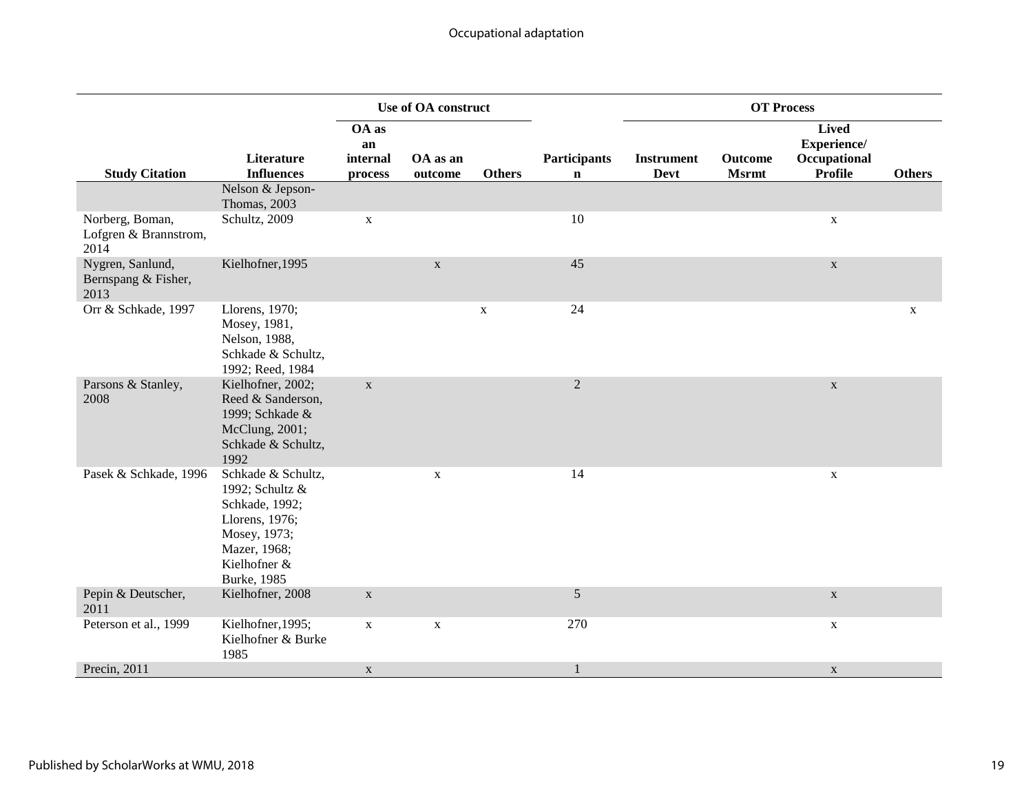| Study Citation | Literature Influences | Use of OA construct | | | Participants | OT Process | | | |
|---|---|---|---|---|---|---|---|---|---|
| | | OA as an internal process | OA as an outcome | Others | n | Instrument Devt | Outcome Msrmt | Lived Experience/ Occupational Profile | Others |
| | Nelson & Jepson-Thomas, 2003 | | | | | | | | |
| Norberg, Boman, Lofgren & Brannstrom, 2014 | Schultz, 2009 | x | | | 10 | | | x | |
| Nygren, Sanlund, Bernspang & Fisher, 2013 | Kielhofner,1995 | | x | | 45 | | | x | |
| Orr & Schkade, 1997 | Llorens, 1970; Mosey, 1981, Nelson, 1988, Schkade & Schultz, 1992; Reed, 1984 | | | x | 24 | | | | x |
| Parsons & Stanley, 2008 | Kielhofner, 2002; Reed & Sanderson, 1999; Schkade & McClung, 2001; Schkade & Schultz, 1992 | x | | | 2 | | | x | |
| Pasek & Schkade, 1996 | Schkade & Schultz, 1992; Schultz & Schkade, 1992; Llorens, 1976; Mosey, 1973; Mazer, 1968; Kielhofner & Burke, 1985 | | x | | 14 | | | x | |
| Pepin & Deutscher, 2011 | Kielhofner, 2008 | x | | | 5 | | | x | |
| Peterson et al., 1999 | Kielhofner,1995; Kielhofner & Burke 1985 | x | x | | 270 | | | x | |
| Precin, 2011 | | x | | | 1 | | | x | |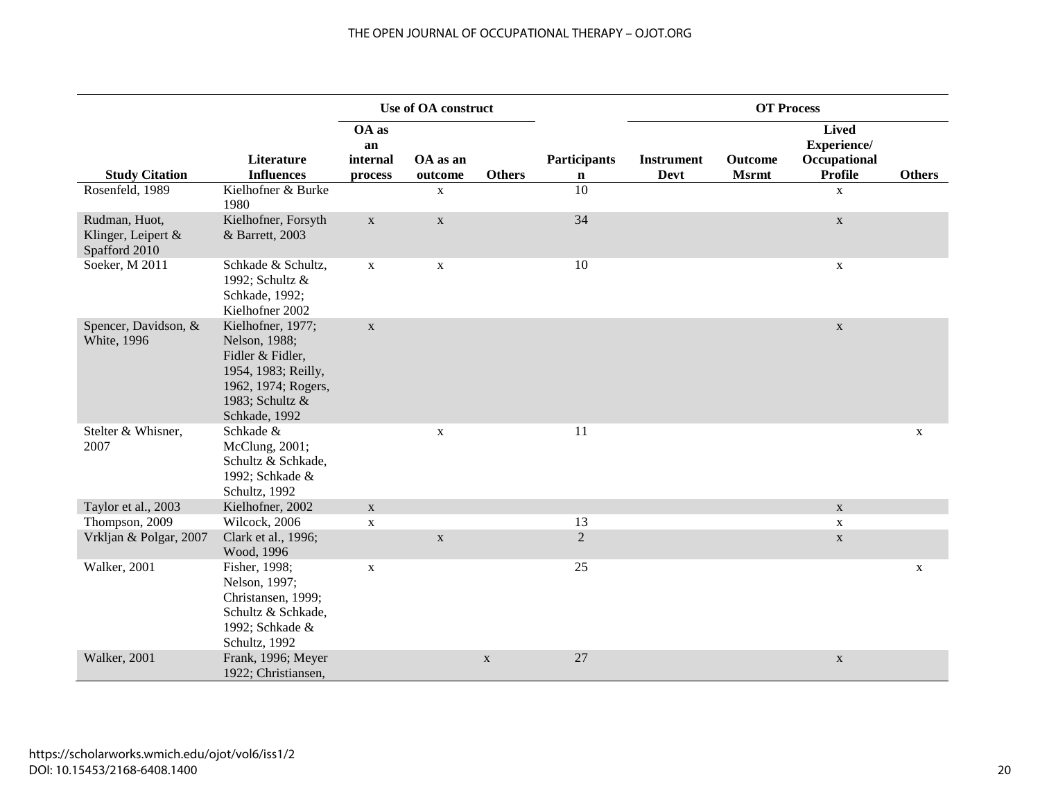| Study Citation | Literature Influences | Use of OA construct | | | Participants | OT Process | | | |
|---|---|---|---|---|---|---|---|---|---|
| | | OA as an internal process | OA as an outcome | Others | n | Instrument Devt | Outcome Msrmt | Lived Experience/ Occupational Profile | Others |
| Rosenfeld, 1989 | Kielhofner & Burke 1980 | | x | | 10 | | | x | |
| Rudman, Huot, Klinger, Leipert & Spafford 2010 | Kielhofner, Forsyth & Barrett, 2003 | x | x | | 34 | | | x | |
| Soeker, M 2011 | Schkade & Schultz, 1992; Schultz & Schkade, 1992; Kielhofner 2002 | x | x | | 10 | | | x | |
| Spencer, Davidson, & White, 1996 | Kielhofner, 1977; Nelson, 1988; Fidler & Fidler, 1954, 1983; Reilly, 1962, 1974; Rogers, 1983; Schultz & Schkade, 1992 | x | | | | | | x | |
| Stelter & Whisner, 2007 | Schkade & McClung, 2001; Schultz & Schkade, 1992; Schkade & Schultz, 1992 | | x | | 11 | | | | x |
| Taylor et al., 2003 | Kielhofner, 2002 | x | | | | | | x | |
| Thompson, 2009 | Wilcock, 2006 | x | | | 13 | | | x | |
| Vrkljan & Polgar, 2007 | Clark et al., 1996; Wood, 1996 | | x | | 2 | | | x | |
| Walker, 2001 | Fisher, 1998; Nelson, 1997; Christansen, 1999; Schultz & Schkade, 1992; Schkade & Schultz, 1992 | x | | | 25 | | | | x |
| Walker, 2001 | Frank, 1996; Meyer 1922; Christiansen, | | | x | 27 | | | x | |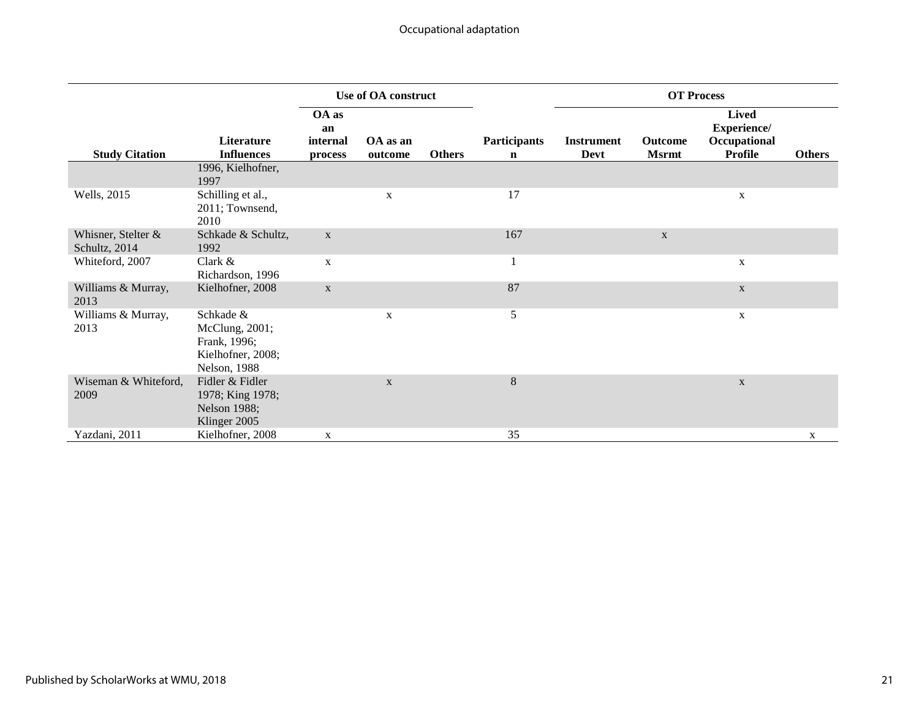| Study Citation | Literature Influences | Use of OA construct | | | Participants n | OT Process | | | |
|---|---|---|---|---|---|---|---|---|---|
| | | OA as an internal process | OA as an outcome | Others | | Instrument Devt | Outcome Msrmt | Lived Experience/ Occupational Profile | Others |
| | 1996, Kielhofner, 1997 | | | | | | | | |
| Wells, 2015 | Schilling et al., 2011; Townsend, 2010 | | x | | 17 | | | x | |
| Whisner, Stelter & Schultz, 2014 | Schkade & Schultz, 1992 | x | | | 167 | | x | | |
| Whiteford, 2007 | Clark & Richardson, 1996 | x | | | 1 | | | x | |
| Williams & Murray, 2013 | Kielhofner, 2008 | x | | | 87 | | | x | |
| Williams & Murray, 2013 | Schkade & McClung, 2001; Frank, 1996; Kielhofner, 2008; Nelson, 1988 | | x | | 5 | | | x | |
| Wiseman & Whiteford, 2009 | Fidler & Fidler 1978; King 1978; Nelson 1988; Klinger 2005 | | x | | 8 | | | x | |
| Yazdani, 2011 | Kielhofner, 2008 | x | | | 35 | | | | x |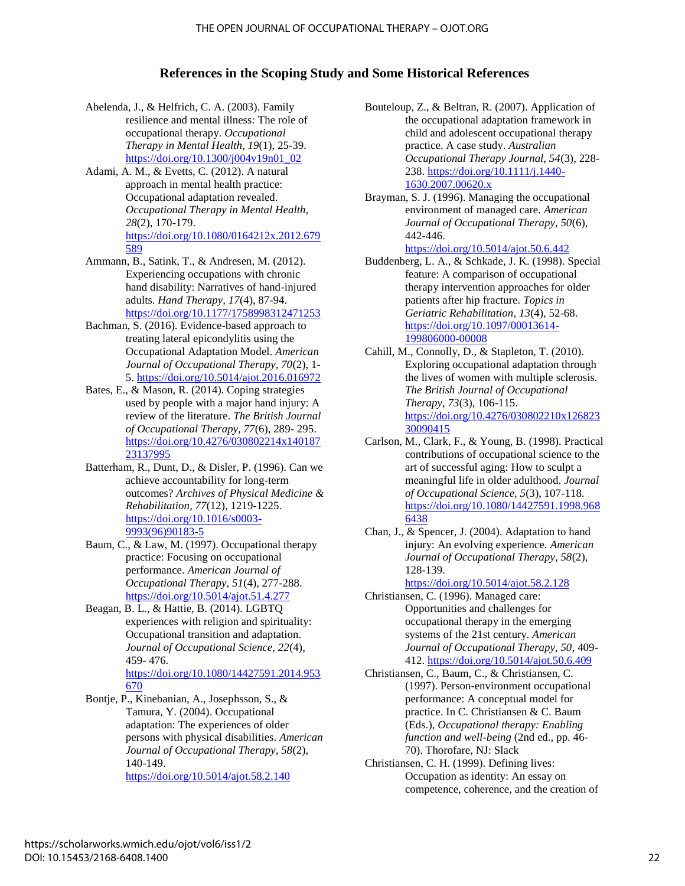## References in the Scoping Study and Some Historical References

Abelenda, J., & Helfrich, C. A. (2003). Family resilience and mental illness: The role of occupational therapy. *Occupational Therapy in Mental Health*, *19*(1), 25-39. https://doi.org/10.1300/j004v19n01_02

Adami, A. M., & Evetts, C. (2012). A natural approach in mental health practice: Occupational adaptation revealed. *Occupational Therapy in Mental Health, 28*(2), 170-179. https://doi.org/10.1080/0164212x.2012.679589

Ammann, B., Satink, T., & Andresen, M. (2012). Experiencing occupations with chronic hand disability: Narratives of hand-injured adults. *Hand Therapy, 17*(4), 87-94. https://doi.org/10.1177/1758998312471253

Bachman, S. (2016). Evidence-based approach to treating lateral epicondylitis using the Occupational Adaptation Model. *American Journal of Occupational Therapy, 70*(2), 1-5. https://doi.org/10.5014/ajot.2016.016972

Bates, E., & Mason, R. (2014). Coping strategies used by people with a major hand injury: A review of the literature. *The British Journal of Occupational Therapy, 77*(6), 289- 295. https://doi.org/10.4276/030802214x14018723137995

Batterham, R., Dunt, D., & Disler, P. (1996). Can we achieve accountability for long-term outcomes? *Archives of Physical Medicine & Rehabilitation, 77*(12), 1219-1225. https://doi.org/10.1016/s0003-9993(96)90183-5

Baum, C., & Law, M. (1997). Occupational therapy practice: Focusing on occupational performance. *American Journal of Occupational Therapy, 51*(4), 277-288. https://doi.org/10.5014/ajot.51.4.277

Beagan, B. L., & Hattie, B. (2014). LGBTQ experiences with religion and spirituality: Occupational transition and adaptation. *Journal of Occupational Science, 22*(4), 459- 476. https://doi.org/10.1080/14427591.2014.953670

Bontje, P., Kinebanian, A., Josephsson, S., & Tamura, Y. (2004). Occupational adaptation: The experiences of older persons with physical disabilities. *American Journal of Occupational Therapy, 58*(2), 140-149. https://doi.org/10.5014/ajot.58.2.140

Bouteloup, Z., & Beltran, R. (2007). Application of the occupational adaptation framework in child and adolescent occupational therapy practice. A case study. *Australian Occupational Therapy Journal, 54*(3), 228-238. https://doi.org/10.1111/j.1440-1630.2007.00620.x

Brayman, S. J. (1996). Managing the occupational environment of managed care. *American Journal of Occupational Therapy, 50*(6), 442-446. https://doi.org/10.5014/ajot.50.6.442

Buddenberg, L. A., & Schkade, J. K. (1998). Special feature: A comparison of occupational therapy intervention approaches for older patients after hip fracture. *Topics in Geriatric Rehabilitation*, *13*(4), 52-68. https://doi.org/10.1097/00013614-199806000-00008

Cahill, M., Connolly, D., & Stapleton, T. (2010). Exploring occupational adaptation through the lives of women with multiple sclerosis. *The British Journal of Occupational Therapy, 73*(3), 106-115. https://doi.org/10.4276/030802210x12682330090415

Carlson, M., Clark, F., & Young, B. (1998). Practical contributions of occupational science to the art of successful aging: How to sculpt a meaningful life in older adulthood. *Journal of Occupational Science, 5*(3), 107-118. https://doi.org/10.1080/14427591.1998.9686438

Chan, J., & Spencer, J. (2004). Adaptation to hand injury: An evolving experience. *American Journal of Occupational Therapy, 58*(2), 128-139. https://doi.org/10.5014/ajot.58.2.128

Christiansen, C. (1996). Managed care: Opportunities and challenges for occupational therapy in the emerging systems of the 21st century. *American Journal of Occupational Therapy, 50*, 409-412. https://doi.org/10.5014/ajot.50.6.409

Christiansen, C., Baum, C., & Christiansen, C. (1997). Person-environment occupational performance: A conceptual model for practice. In C. Christiansen & C. Baum (Eds.), *Occupational therapy: Enabling function and well-being* (2nd ed., pp. 46-70). Thorofare, NJ: Slack

Christiansen, C. H. (1999). Defining lives: Occupation as identity: An essay on competence, coherence, and the creation of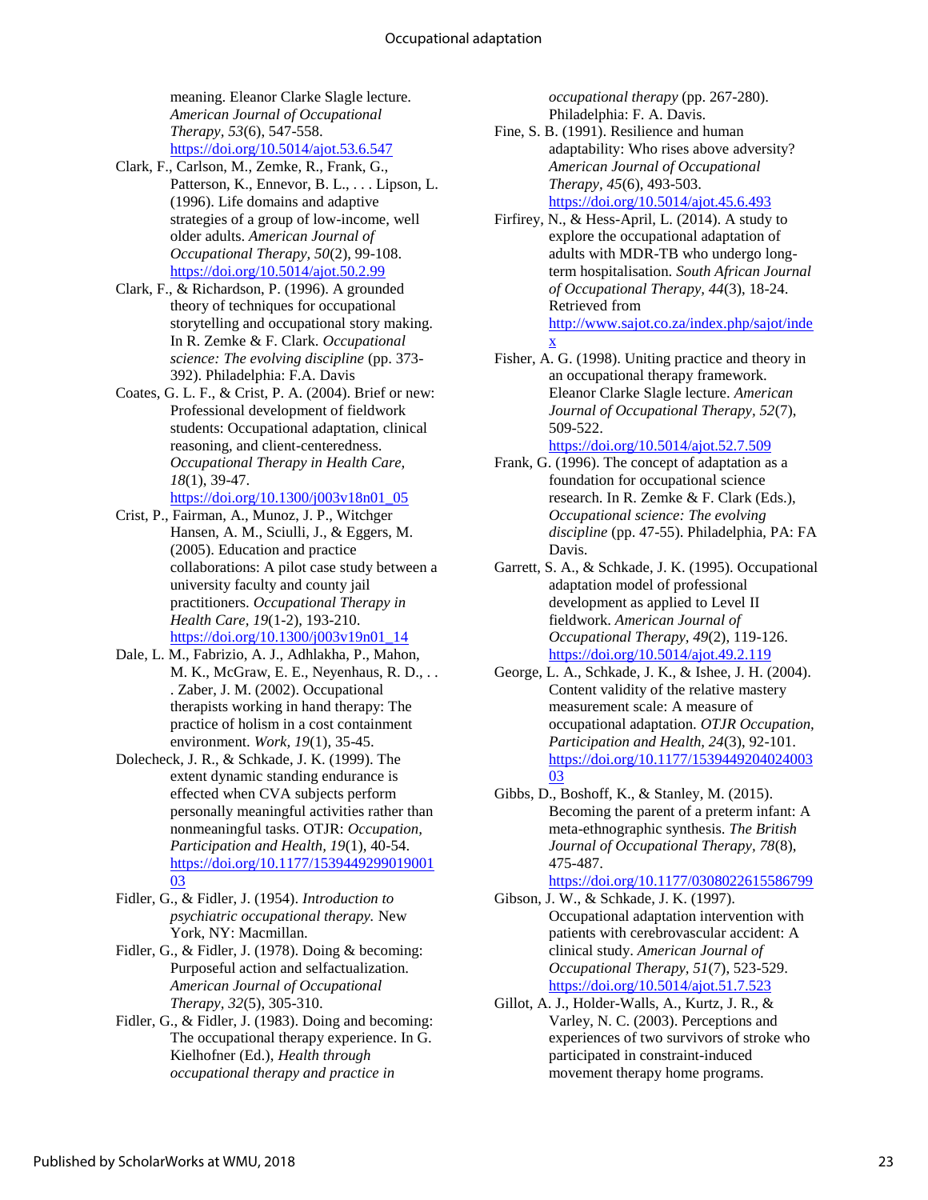meaning. Eleanor Clarke Slagle lecture. *American Journal of Occupational Therapy, 53*(6), 547-558. https://doi.org/10.5014/ajot.53.6.547

Clark, F., Carlson, M., Zemke, R., Frank, G., Patterson, K., Ennevor, B. L., . . . Lipson, L. (1996). Life domains and adaptive strategies of a group of low-income, well older adults. *American Journal of Occupational Therapy, 50*(2), 99-108. https://doi.org/10.5014/ajot.50.2.99

Clark, F., & Richardson, P. (1996). A grounded theory of techniques for occupational storytelling and occupational story making. In R. Zemke & F. Clark. *Occupational science: The evolving discipline* (pp. 373-392). Philadelphia: F.A. Davis

Coates, G. L. F., & Crist, P. A. (2004). Brief or new: Professional development of fieldwork students: Occupational adaptation, clinical reasoning, and client-centeredness. *Occupational Therapy in Health Care, 18*(1), 39-47. https://doi.org/10.1300/j003v18n01_05

Crist, P., Fairman, A., Munoz, J. P., Witchger Hansen, A. M., Sciulli, J., & Eggers, M. (2005). Education and practice collaborations: A pilot case study between a university faculty and county jail practitioners. *Occupational Therapy in Health Care, 19*(1-2), 193-210. https://doi.org/10.1300/j003v19n01_14

Dale, L. M., Fabrizio, A. J., Adhlakha, P., Mahon, M. K., McGraw, E. E., Neyenhaus, R. D., . . . Zaber, J. M. (2002). Occupational therapists working in hand therapy: The practice of holism in a cost containment environment. *Work, 19*(1), 35-45.

Dolecheck, J. R., & Schkade, J. K. (1999). The extent dynamic standing endurance is effected when CVA subjects perform personally meaningful activities rather than nonmeaningful tasks. OTJR: *Occupation, Participation and Health, 19*(1), 40-54. https://doi.org/10.1177/153944929901900103

Fidler, G., & Fidler, J. (1954). *Introduction to psychiatric occupational therapy.* New York, NY: Macmillan.

Fidler, G., & Fidler, J. (1978). Doing & becoming: Purposeful action and selfactualization. *American Journal of Occupational Therapy, 32*(5), 305-310.

Fidler, G., & Fidler, J. (1983). Doing and becoming: The occupational therapy experience. In G. Kielhofner (Ed.), *Health through occupational therapy and practice in occupational therapy* (pp. 267-280). Philadelphia: F. A. Davis.

Fine, S. B. (1991). Resilience and human adaptability: Who rises above adversity? *American Journal of Occupational Therapy, 45*(6), 493-503. https://doi.org/10.5014/ajot.45.6.493

Firfirey, N., & Hess-April, L. (2014). A study to explore the occupational adaptation of adults with MDR-TB who undergo long-term hospitalisation. *South African Journal of Occupational Therapy, 44*(3), 18-24. Retrieved from http://www.sajot.co.za/index.php/sajot/index

Fisher, A. G. (1998). Uniting practice and theory in an occupational therapy framework. Eleanor Clarke Slagle lecture. *American Journal of Occupational Therapy, 52*(7), 509-522. https://doi.org/10.5014/ajot.52.7.509

Frank, G. (1996). The concept of adaptation as a foundation for occupational science research. In R. Zemke & F. Clark (Eds.), *Occupational science: The evolving discipline* (pp. 47-55). Philadelphia, PA: FA Davis.

Garrett, S. A., & Schkade, J. K. (1995). Occupational adaptation model of professional development as applied to Level II fieldwork. *American Journal of Occupational Therapy, 49*(2), 119-126. https://doi.org/10.5014/ajot.49.2.119

George, L. A., Schkade, J. K., & Ishee, J. H. (2004). Content validity of the relative mastery measurement scale: A measure of occupational adaptation. *OTJR Occupation, Participation and Health, 24*(3), 92-101. https://doi.org/10.1177/153944920402400303

Gibbs, D., Boshoff, K., & Stanley, M. (2015). Becoming the parent of a preterm infant: A meta-ethnographic synthesis. *The British Journal of Occupational Therapy, 78*(8), 475-487. https://doi.org/10.1177/0308022615586799

Gibson, J. W., & Schkade, J. K. (1997). Occupational adaptation intervention with patients with cerebrovascular accident: A clinical study. *American Journal of Occupational Therapy, 51*(7), 523-529. https://doi.org/10.5014/ajot.51.7.523

Gillot, A. J., Holder-Walls, A., Kurtz, J. R., & Varley, N. C. (2003). Perceptions and experiences of two survivors of stroke who participated in constraint-induced movement therapy home programs.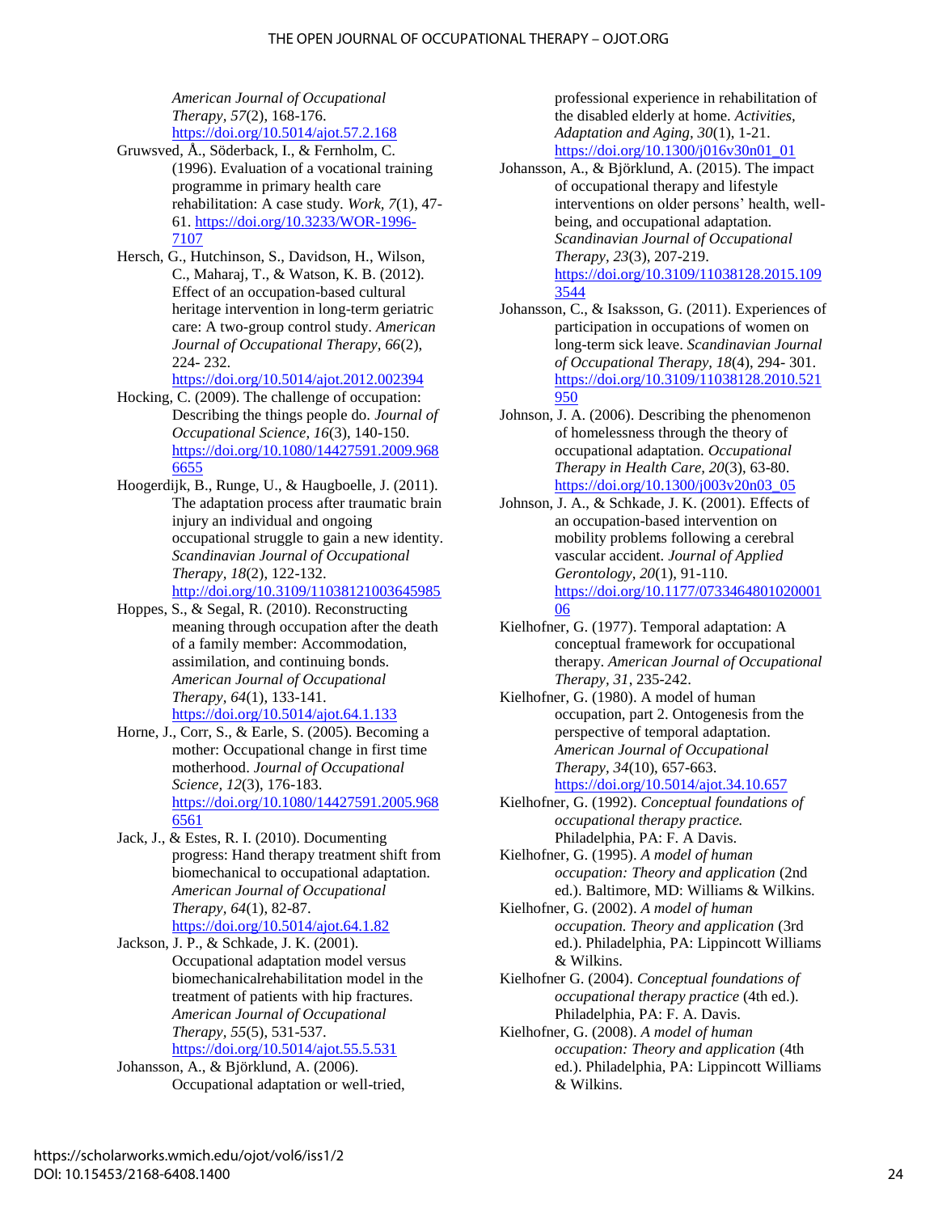*American Journal of Occupational Therapy, 57*(2), 168-176. https://doi.org/10.5014/ajot.57.2.168

Gruwsved, Å., Söderback, I., & Fernholm, C. (1996). Evaluation of a vocational training programme in primary health care rehabilitation: A case study. *Work, 7*(1), 47-61. https://doi.org/10.3233/WOR-1996-7107

Hersch, G., Hutchinson, S., Davidson, H., Wilson, C., Maharaj, T., & Watson, K. B. (2012). Effect of an occupation-based cultural heritage intervention in long-term geriatric care: A two-group control study. *American Journal of Occupational Therapy, 66*(2), 224- 232. https://doi.org/10.5014/ajot.2012.002394

Hocking, C. (2009). The challenge of occupation: Describing the things people do. *Journal of Occupational Science, 16*(3), 140-150. https://doi.org/10.1080/14427591.2009.9686655

Hoogerdijk, B., Runge, U., & Haugboelle, J. (2011). The adaptation process after traumatic brain injury an individual and ongoing occupational struggle to gain a new identity. *Scandinavian Journal of Occupational Therapy, 18*(2), 122-132. http://doi.org/10.3109/11038121003645985

Hoppes, S., & Segal, R. (2010). Reconstructing meaning through occupation after the death of a family member: Accommodation, assimilation, and continuing bonds. *American Journal of Occupational Therapy, 64*(1), 133-141. https://doi.org/10.5014/ajot.64.1.133

Horne, J., Corr, S., & Earle, S. (2005). Becoming a mother: Occupational change in first time motherhood. *Journal of Occupational Science, 12*(3), 176-183. https://doi.org/10.1080/14427591.2005.9686561

Jack, J., & Estes, R. I. (2010). Documenting progress: Hand therapy treatment shift from biomechanical to occupational adaptation. *American Journal of Occupational Therapy, 64*(1), 82-87. https://doi.org/10.5014/ajot.64.1.82

Jackson, J. P., & Schkade, J. K. (2001). Occupational adaptation model versus biomechanicalrehabilitation model in the treatment of patients with hip fractures. *American Journal of Occupational Therapy, 55*(5), 531-537. https://doi.org/10.5014/ajot.55.5.531

Johansson, A., & Björklund, A. (2006). Occupational adaptation or well-tried, professional experience in rehabilitation of the disabled elderly at home. *Activities, Adaptation and Aging, 30*(1), 1-21. https://doi.org/10.1300/j016v30n01_01

Johansson, A., & Björklund, A. (2015). The impact of occupational therapy and lifestyle interventions on older persons' health, well-being, and occupational adaptation. *Scandinavian Journal of Occupational Therapy, 23*(3), 207-219. https://doi.org/10.3109/11038128.2015.1093544

Johansson, C., & Isaksson, G. (2011). Experiences of participation in occupations of women on long-term sick leave. *Scandinavian Journal of Occupational Therapy, 18*(4), 294- 301. https://doi.org/10.3109/11038128.2010.521950

Johnson, J. A. (2006). Describing the phenomenon of homelessness through the theory of occupational adaptation. *Occupational Therapy in Health Care, 20*(3), 63-80. https://doi.org/10.1300/j003v20n03_05

Johnson, J. A., & Schkade, J. K. (2001). Effects of an occupation-based intervention on mobility problems following a cerebral vascular accident. *Journal of Applied Gerontology, 20*(1), 91-110. https://doi.org/10.1177/073346480102000106

Kielhofner, G. (1977). Temporal adaptation: A conceptual framework for occupational therapy. *American Journal of Occupational Therapy, 31*, 235-242.

Kielhofner, G. (1980). A model of human occupation, part 2. Ontogenesis from the perspective of temporal adaptation. *American Journal of Occupational Therapy, 34*(10), 657-663. https://doi.org/10.5014/ajot.34.10.657

Kielhofner, G. (1992). *Conceptual foundations of occupational therapy practice.* Philadelphia, PA: F. A Davis.

Kielhofner, G. (1995). *A model of human occupation: Theory and application* (2nd ed.). Baltimore, MD: Williams & Wilkins.

Kielhofner, G. (2002). *A model of human occupation. Theory and application* (3rd ed.). Philadelphia, PA: Lippincott Williams & Wilkins.

Kielhofner G. (2004). *Conceptual foundations of occupational therapy practice* (4th ed.). Philadelphia, PA: F. A. Davis.

Kielhofner, G. (2008). *A model of human occupation: Theory and application* (4th ed.). Philadelphia, PA: Lippincott Williams & Wilkins.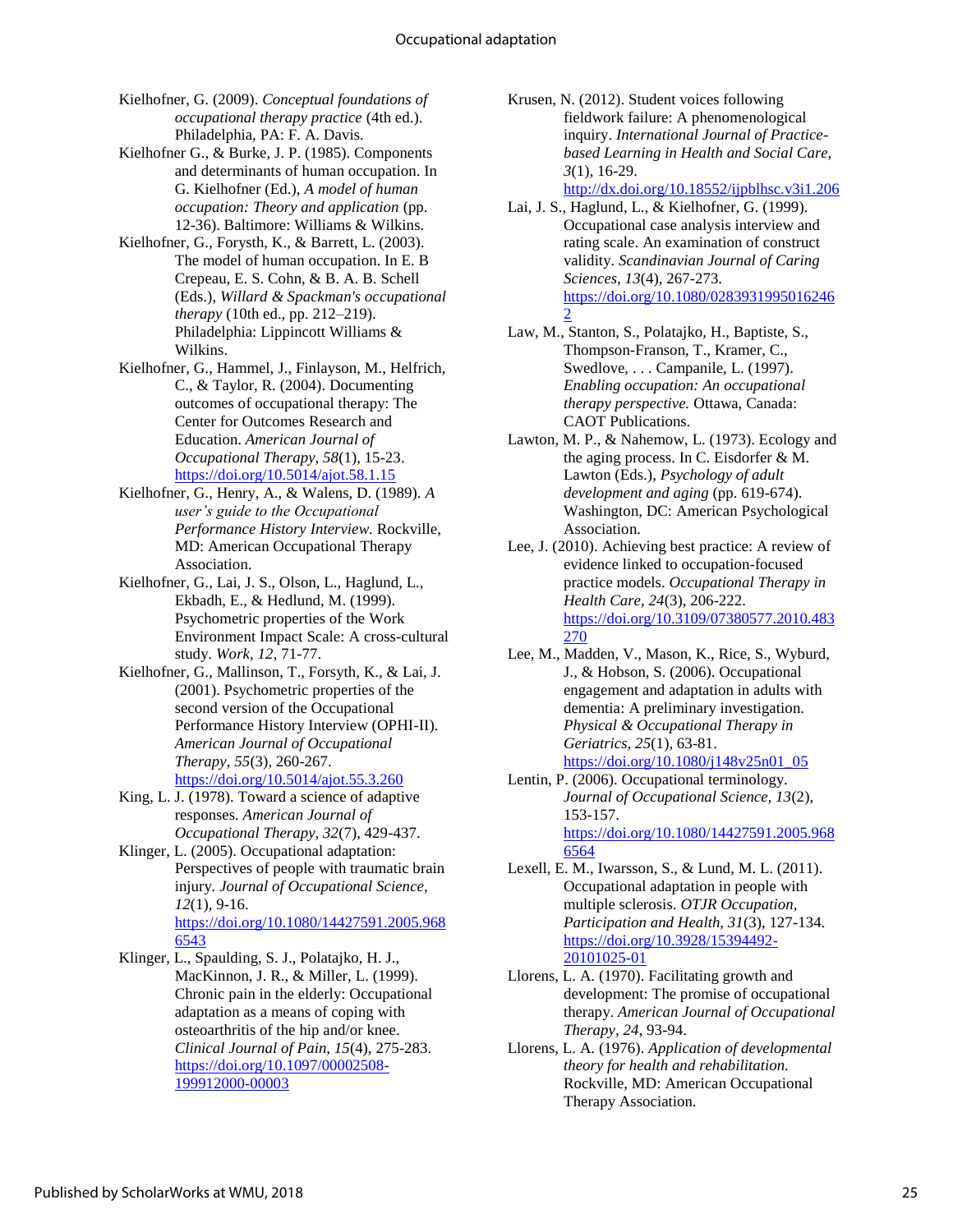Kielhofner, G. (2009). *Conceptual foundations of occupational therapy practice* (4th ed.). Philadelphia, PA: F. A. Davis.

Kielhofner G., & Burke, J. P. (1985). Components and determinants of human occupation. In G. Kielhofner (Ed.), *A model of human occupation: Theory and application* (pp. 12-36). Baltimore: Williams & Wilkins.

Kielhofner, G., Forysth, K., & Barrett, L. (2003). The model of human occupation. In E. B Crepeau, E. S. Cohn, & B. A. B. Schell (Eds.), *Willard & Spackman's occupational therapy* (10th ed., pp. 212–219). Philadelphia: Lippincott Williams & Wilkins.

Kielhofner, G., Hammel, J., Finlayson, M., Helfrich, C., & Taylor, R. (2004). Documenting outcomes of occupational therapy: The Center for Outcomes Research and Education. *American Journal of Occupational Therapy, 58*(1), 15-23. https://doi.org/10.5014/ajot.58.1.15

Kielhofner, G., Henry, A., & Walens, D. (1989). *A user's guide to the Occupational Performance History Interview.* Rockville, MD: American Occupational Therapy Association.

Kielhofner, G., Lai, J. S., Olson, L., Haglund, L., Ekbadh, E., & Hedlund, M. (1999). Psychometric properties of the Work Environment Impact Scale: A cross-cultural study. *Work, 12*, 71-77.

Kielhofner, G., Mallinson, T., Forsyth, K., & Lai, J. (2001). Psychometric properties of the second version of the Occupational Performance History Interview (OPHI-II). *American Journal of Occupational Therapy, 55*(3), 260-267. https://doi.org/10.5014/ajot.55.3.260

King, L. J. (1978). Toward a science of adaptive responses. *American Journal of Occupational Therapy, 32*(7), 429-437.

Klinger, L. (2005). Occupational adaptation: Perspectives of people with traumatic brain injury. *Journal of Occupational Science, 12*(1), 9-16. https://doi.org/10.1080/14427591.2005.9686543

Klinger, L., Spaulding, S. J., Polatajko, H. J., MacKinnon, J. R., & Miller, L. (1999). Chronic pain in the elderly: Occupational adaptation as a means of coping with osteoarthritis of the hip and/or knee. *Clinical Journal of Pain, 15*(4), 275-283. https://doi.org/10.1097/00002508-199912000-00003

Krusen, N. (2012). Student voices following fieldwork failure: A phenomenological inquiry. *International Journal of Practice-based Learning in Health and Social Care, 3*(1), 16-29. http://dx.doi.org/10.18552/ijpblhsc.v3i1.206

Lai, J. S., Haglund, L., & Kielhofner, G. (1999). Occupational case analysis interview and rating scale. An examination of construct validity. *Scandinavian Journal of Caring Sciences, 13*(4), 267-273. https://doi.org/10.1080/02839319950162462

Law, M., Stanton, S., Polatajko, H., Baptiste, S., Thompson-Franson, T., Kramer, C., Swedlove, . . . Campanile, L. (1997). *Enabling occupation: An occupational therapy perspective.* Ottawa, Canada: CAOT Publications.

Lawton, M. P., & Nahemow, L. (1973). Ecology and the aging process. In C. Eisdorfer & M. Lawton (Eds.), *Psychology of adult development and aging* (pp. 619-674). Washington, DC: American Psychological Association.

Lee, J. (2010). Achieving best practice: A review of evidence linked to occupation-focused practice models. *Occupational Therapy in Health Care, 24*(3), 206-222. https://doi.org/10.3109/07380577.2010.483270

Lee, M., Madden, V., Mason, K., Rice, S., Wyburd, J., & Hobson, S. (2006). Occupational engagement and adaptation in adults with dementia: A preliminary investigation. *Physical & Occupational Therapy in Geriatrics, 25*(1), 63-81. https://doi.org/10.1080/j148v25n01_05

Lentin, P. (2006). Occupational terminology. *Journal of Occupational Science, 13*(2), 153-157. https://doi.org/10.1080/14427591.2005.9686564

Lexell, E. M., Iwarsson, S., & Lund, M. L. (2011). Occupational adaptation in people with multiple sclerosis. *OTJR Occupation, Participation and Health, 31*(3), 127-134. https://doi.org/10.3928/15394492-20101025-01

Llorens, L. A. (1970). Facilitating growth and development: The promise of occupational therapy. *American Journal of Occupational Therapy, 24*, 93-94.

Llorens, L. A. (1976). *Application of developmental theory for health and rehabilitation.* Rockville, MD: American Occupational Therapy Association.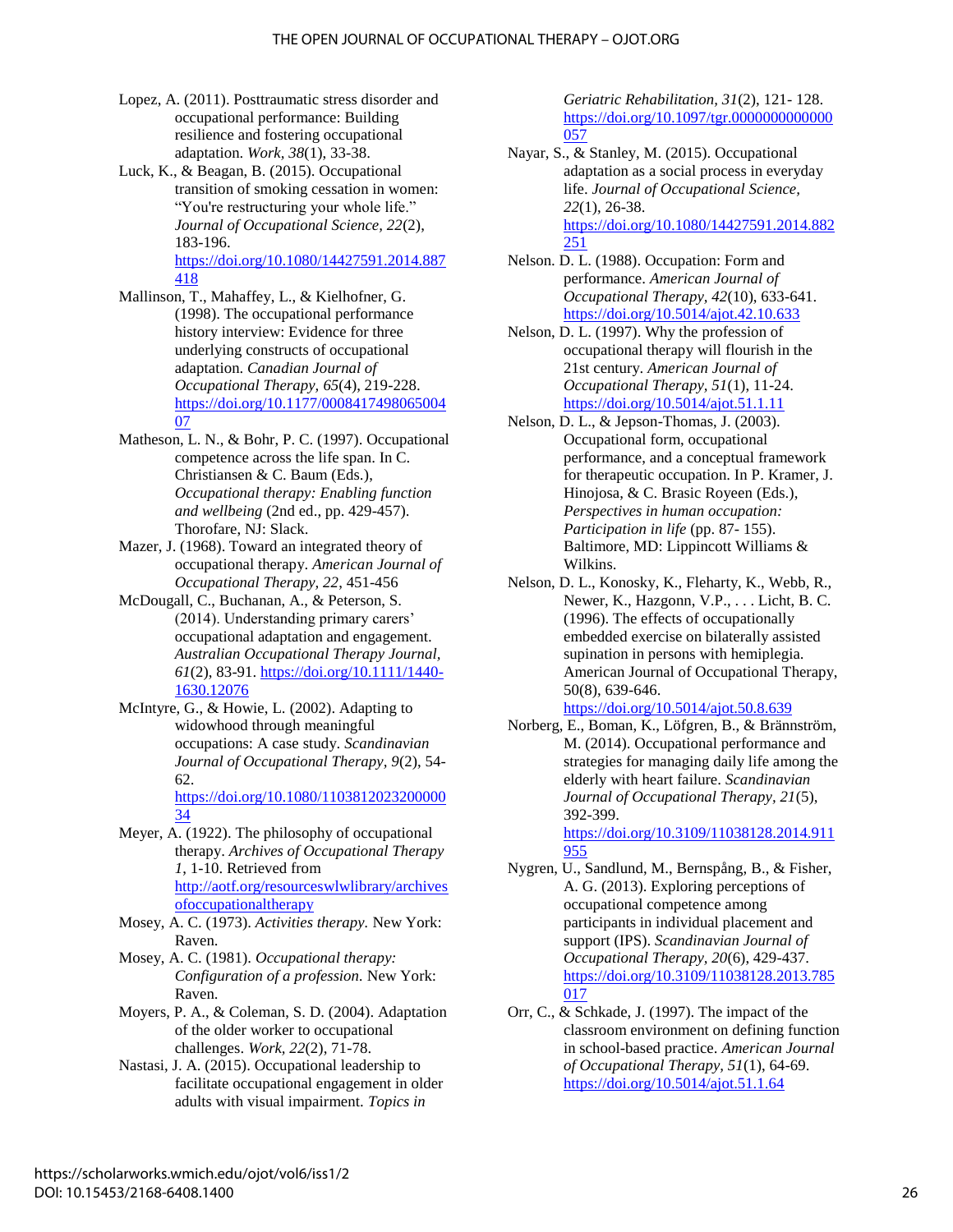Lopez, A. (2011). Posttraumatic stress disorder and occupational performance: Building resilience and fostering occupational adaptation. *Work, 38*(1), 33-38.

Luck, K., & Beagan, B. (2015). Occupational transition of smoking cessation in women: "You're restructuring your whole life." *Journal of Occupational Science, 22*(2), 183-196. https://doi.org/10.1080/14427591.2014.887418

Mallinson, T., Mahaffey, L., & Kielhofner, G. (1998). The occupational performance history interview: Evidence for three underlying constructs of occupational adaptation. *Canadian Journal of Occupational Therapy, 65*(4), 219-228. https://doi.org/10.1177/000841749806500407

Matheson, L. N., & Bohr, P. C. (1997). Occupational competence across the life span. In C. Christiansen & C. Baum (Eds.), *Occupational therapy: Enabling function and wellbeing* (2nd ed., pp. 429-457). Thorofare, NJ: Slack.

Mazer, J. (1968). Toward an integrated theory of occupational therapy. *American Journal of Occupational Therapy, 22*, 451-456

McDougall, C., Buchanan, A., & Peterson, S. (2014). Understanding primary carers' occupational adaptation and engagement. *Australian Occupational Therapy Journal, 61*(2), 83-91. https://doi.org/10.1111/1440-1630.12076

McIntyre, G., & Howie, L. (2002). Adapting to widowhood through meaningful occupations: A case study. *Scandinavian Journal of Occupational Therapy, 9*(2), 54-62. https://doi.org/10.1080/110381202320000034

Meyer, A. (1922). The philosophy of occupational therapy. *Archives of Occupational Therapy 1*, 1-10. Retrieved from http://aotf.org/resourceswlwlibrary/archivesofoccupationaltherapy

Mosey, A. C. (1973). *Activities therapy.* New York: Raven.

Mosey, A. C. (1981). *Occupational therapy: Configuration of a profession.* New York: Raven.

Moyers, P. A., & Coleman, S. D. (2004). Adaptation of the older worker to occupational challenges. *Work, 22*(2), 71-78.

Nastasi, J. A. (2015). Occupational leadership to facilitate occupational engagement in older adults with visual impairment. *Topics in Geriatric Rehabilitation, 31*(2), 121- 128. https://doi.org/10.1097/tgr.0000000000000057

Nayar, S., & Stanley, M. (2015). Occupational adaptation as a social process in everyday life. *Journal of Occupational Science, 22*(1), 26-38. https://doi.org/10.1080/14427591.2014.882251

Nelson. D. L. (1988). Occupation: Form and performance. *American Journal of Occupational Therapy, 42*(10), 633-641. https://doi.org/10.5014/ajot.42.10.633

Nelson, D. L. (1997). Why the profession of occupational therapy will flourish in the 21st century. *American Journal of Occupational Therapy, 51*(1), 11-24. https://doi.org/10.5014/ajot.51.1.11

Nelson, D. L., & Jepson-Thomas, J. (2003). Occupational form, occupational performance, and a conceptual framework for therapeutic occupation. In P. Kramer, J. Hinojosa, & C. Brasic Royeen (Eds.), *Perspectives in human occupation: Participation in life* (pp. 87- 155). Baltimore, MD: Lippincott Williams & Wilkins.

Nelson, D. L., Konosky, K., Fleharty, K., Webb, R., Newer, K., Hazgonn, V.P., . . . Licht, B. C. (1996). The effects of occupationally embedded exercise on bilaterally assisted supination in persons with hemiplegia. American Journal of Occupational Therapy, 50(8), 639-646. https://doi.org/10.5014/ajot.50.8.639

Norberg, E., Boman, K., Löfgren, B., & Brännström, M. (2014). Occupational performance and strategies for managing daily life among the elderly with heart failure. *Scandinavian Journal of Occupational Therapy, 21*(5), 392-399. https://doi.org/10.3109/11038128.2014.911955

Nygren, U., Sandlund, M., Bernspång, B., & Fisher, A. G. (2013). Exploring perceptions of occupational competence among participants in individual placement and support (IPS). *Scandinavian Journal of Occupational Therapy, 20*(6), 429-437. https://doi.org/10.3109/11038128.2013.785017

Orr, C., & Schkade, J. (1997). The impact of the classroom environment on defining function in school-based practice. *American Journal of Occupational Therapy, 51*(1), 64-69. https://doi.org/10.5014/ajot.51.1.64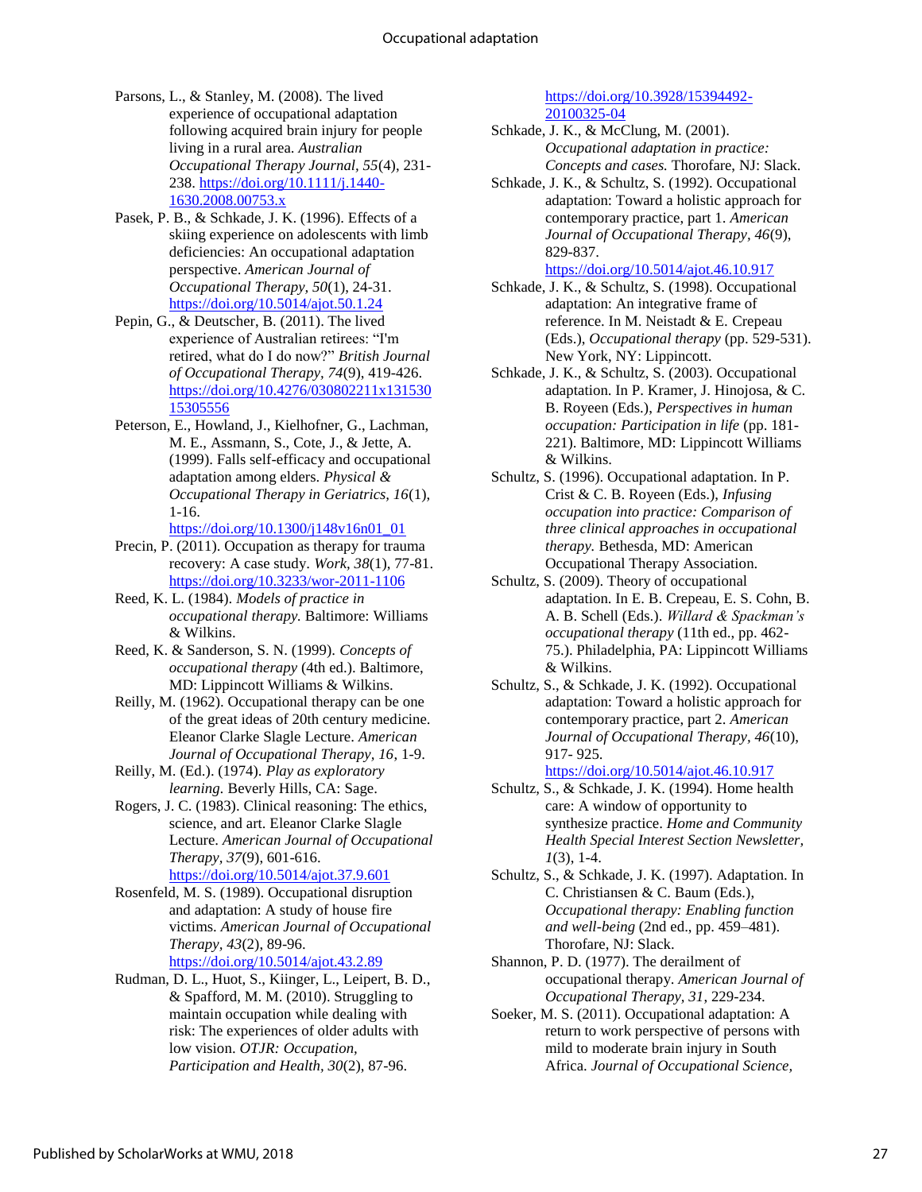Parsons, L., & Stanley, M. (2008). The lived experience of occupational adaptation following acquired brain injury for people living in a rural area. *Australian Occupational Therapy Journal, 55*(4), 231-238. https://doi.org/10.1111/j.1440-1630.2008.00753.x

Pasek, P. B., & Schkade, J. K. (1996). Effects of a skiing experience on adolescents with limb deficiencies: An occupational adaptation perspective. *American Journal of Occupational Therapy, 50*(1), 24-31. https://doi.org/10.5014/ajot.50.1.24

Pepin, G., & Deutscher, B. (2011). The lived experience of Australian retirees: "I'm retired, what do I do now?" *British Journal of Occupational Therapy, 74*(9), 419-426. https://doi.org/10.4276/030802211x13153015305556

Peterson, E., Howland, J., Kielhofner, G., Lachman, M. E., Assmann, S., Cote, J., & Jette, A. (1999). Falls self-efficacy and occupational adaptation among elders. *Physical & Occupational Therapy in Geriatrics, 16*(1), 1-16. https://doi.org/10.1300/j148v16n01_01

Precin, P. (2011). Occupation as therapy for trauma recovery: A case study. *Work, 38*(1), 77-81. https://doi.org/10.3233/wor-2011-1106

Reed, K. L. (1984). *Models of practice in occupational therapy.* Baltimore: Williams & Wilkins.

Reed, K. & Sanderson, S. N. (1999). *Concepts of occupational therapy* (4th ed.). Baltimore, MD: Lippincott Williams & Wilkins.

Reilly, M. (1962). Occupational therapy can be one of the great ideas of 20th century medicine. Eleanor Clarke Slagle Lecture. *American Journal of Occupational Therapy, 16*, 1-9.

Reilly, M. (Ed.). (1974). *Play as exploratory learning.* Beverly Hills, CA: Sage.

Rogers, J. C. (1983). Clinical reasoning: The ethics, science, and art. Eleanor Clarke Slagle Lecture. *American Journal of Occupational Therapy, 37*(9), 601-616. https://doi.org/10.5014/ajot.37.9.601

Rosenfeld, M. S. (1989). Occupational disruption and adaptation: A study of house fire victims. *American Journal of Occupational Therapy, 43*(2), 89-96. https://doi.org/10.5014/ajot.43.2.89

Rudman, D. L., Huot, S., Kiinger, L., Leipert, B. D., & Spafford, M. M. (2010). Struggling to maintain occupation while dealing with risk: The experiences of older adults with low vision. *OTJR: Occupation, Participation and Health, 30*(2), 87-96. https://doi.org/10.3928/15394492-20100325-04

Schkade, J. K., & McClung, M. (2001). *Occupational adaptation in practice: Concepts and cases.* Thorofare, NJ: Slack.

Schkade, J. K., & Schultz, S. (1992). Occupational adaptation: Toward a holistic approach for contemporary practice, part 1. *American Journal of Occupational Therapy, 46*(9), 829-837. https://doi.org/10.5014/ajot.46.10.917

Schkade, J. K., & Schultz, S. (1998). Occupational adaptation: An integrative frame of reference. In M. Neistadt & E. Crepeau (Eds.), *Occupational therapy* (pp. 529-531). New York, NY: Lippincott.

Schkade, J. K., & Schultz, S. (2003). Occupational adaptation. In P. Kramer, J. Hinojosa, & C. B. Royeen (Eds.), *Perspectives in human occupation: Participation in life* (pp. 181-221). Baltimore, MD: Lippincott Williams & Wilkins.

Schultz, S. (1996). Occupational adaptation. In P. Crist & C. B. Royeen (Eds.), *Infusing occupation into practice: Comparison of three clinical approaches in occupational therapy.* Bethesda, MD: American Occupational Therapy Association.

Schultz, S. (2009). Theory of occupational adaptation. In E. B. Crepeau, E. S. Cohn, B. A. B. Schell (Eds.). *Willard & Spackman's occupational therapy* (11th ed., pp. 462-75.). Philadelphia, PA: Lippincott Williams & Wilkins.

Schultz, S., & Schkade, J. K. (1992). Occupational adaptation: Toward a holistic approach for contemporary practice, part 2. *American Journal of Occupational Therapy, 46*(10), 917- 925. https://doi.org/10.5014/ajot.46.10.917

Schultz, S., & Schkade, J. K. (1994). Home health care: A window of opportunity to synthesize practice. *Home and Community Health Special Interest Section Newsletter, 1*(3), 1-4.

Schultz, S., & Schkade, J. K. (1997). Adaptation. In C. Christiansen & C. Baum (Eds.), *Occupational therapy: Enabling function and well-being* (2nd ed., pp. 459–481). Thorofare, NJ: Slack.

Shannon, P. D. (1977). The derailment of occupational therapy. *American Journal of Occupational Therapy, 31*, 229-234.

Soeker, M. S. (2011). Occupational adaptation: A return to work perspective of persons with mild to moderate brain injury in South Africa. *Journal of Occupational Science,*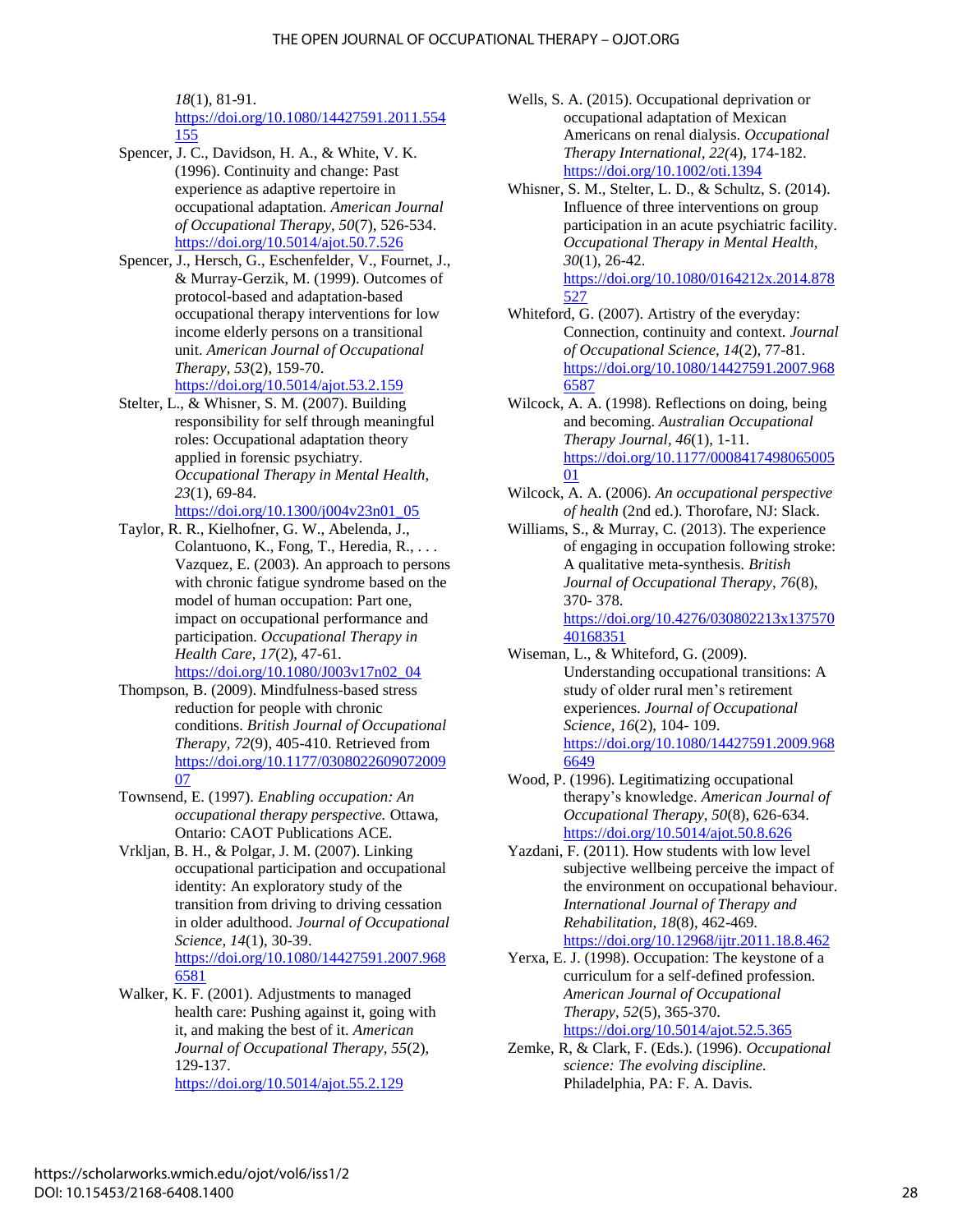*18*(1), 81-91. https://doi.org/10.1080/14427591.2011.554155

Spencer, J. C., Davidson, H. A., & White, V. K. (1996). Continuity and change: Past experience as adaptive repertoire in occupational adaptation. *American Journal of Occupational Therapy, 50*(7), 526-534. https://doi.org/10.5014/ajot.50.7.526

Spencer, J., Hersch, G., Eschenfelder, V., Fournet, J., & Murray-Gerzik, M. (1999). Outcomes of protocol-based and adaptation-based occupational therapy interventions for low income elderly persons on a transitional unit. *American Journal of Occupational Therapy, 53*(2), 159-70. https://doi.org/10.5014/ajot.53.2.159

Stelter, L., & Whisner, S. M. (2007). Building responsibility for self through meaningful roles: Occupational adaptation theory applied in forensic psychiatry. *Occupational Therapy in Mental Health, 23*(1), 69-84. https://doi.org/10.1300/j004v23n01_05

Taylor, R. R., Kielhofner, G. W., Abelenda, J., Colantuono, K., Fong, T., Heredia, R., . . . Vazquez, E. (2003). An approach to persons with chronic fatigue syndrome based on the model of human occupation: Part one, impact on occupational performance and participation. *Occupational Therapy in Health Care, 17*(2), 47-61. https://doi.org/10.1080/J003v17n02_04

Thompson, B. (2009). Mindfulness-based stress reduction for people with chronic conditions. *British Journal of Occupational Therapy, 72*(9), 405-410. Retrieved from https://doi.org/10.1177/030802260907200907

Townsend, E. (1997). *Enabling occupation: An occupational therapy perspective.* Ottawa, Ontario: CAOT Publications ACE.

Vrkljan, B. H., & Polgar, J. M. (2007). Linking occupational participation and occupational identity: An exploratory study of the transition from driving to driving cessation in older adulthood. *Journal of Occupational Science, 14*(1), 30-39. https://doi.org/10.1080/14427591.2007.9686581

Walker, K. F. (2001). Adjustments to managed health care: Pushing against it, going with it, and making the best of it. *American Journal of Occupational Therapy, 55*(2), 129-137. https://doi.org/10.5014/ajot.55.2.129

Wells, S. A. (2015). Occupational deprivation or occupational adaptation of Mexican Americans on renal dialysis. *Occupational Therapy International, 22*(4), 174-182. https://doi.org/10.1002/oti.1394

Whisner, S. M., Stelter, L. D., & Schultz, S. (2014). Influence of three interventions on group participation in an acute psychiatric facility. *Occupational Therapy in Mental Health, 30*(1), 26-42. https://doi.org/10.1080/0164212x.2014.878527

Whiteford, G. (2007). Artistry of the everyday: Connection, continuity and context. *Journal of Occupational Science, 14*(2), 77-81. https://doi.org/10.1080/14427591.2007.9686587

Wilcock, A. A. (1998). Reflections on doing, being and becoming. *Australian Occupational Therapy Journal, 46*(1), 1-11. https://doi.org/10.1177/000841749806500501

Wilcock, A. A. (2006). *An occupational perspective of health* (2nd ed.). Thorofare, NJ: Slack.

Williams, S., & Murray, C. (2013). The experience of engaging in occupation following stroke: A qualitative meta-synthesis. *British Journal of Occupational Therapy, 76*(8), 370- 378. https://doi.org/10.4276/030802213x13757040168351

Wiseman, L., & Whiteford, G. (2009). Understanding occupational transitions: A study of older rural men's retirement experiences. *Journal of Occupational Science, 16*(2), 104- 109. https://doi.org/10.1080/14427591.2009.9686649

Wood, P. (1996). Legitimizing occupational therapy's knowledge. *American Journal of Occupational Therapy, 50*(8), 626-634. https://doi.org/10.5014/ajot.50.8.626

Yazdani, F. (2011). How students with low level subjective wellbeing perceive the impact of the environment on occupational behaviour. *International Journal of Therapy and Rehabilitation, 18*(8), 462-469. https://doi.org/10.12968/ijtr.2011.18.8.462

Yerxa, E. J. (1998). Occupation: The keystone of a curriculum for a self-defined profession. *American Journal of Occupational Therapy, 52*(5), 365-370. https://doi.org/10.5014/ajot.52.5.365

Zemke, R, & Clark, F. (Eds.). (1996). *Occupational science: The evolving discipline.* Philadelphia, PA: F. A. Davis.